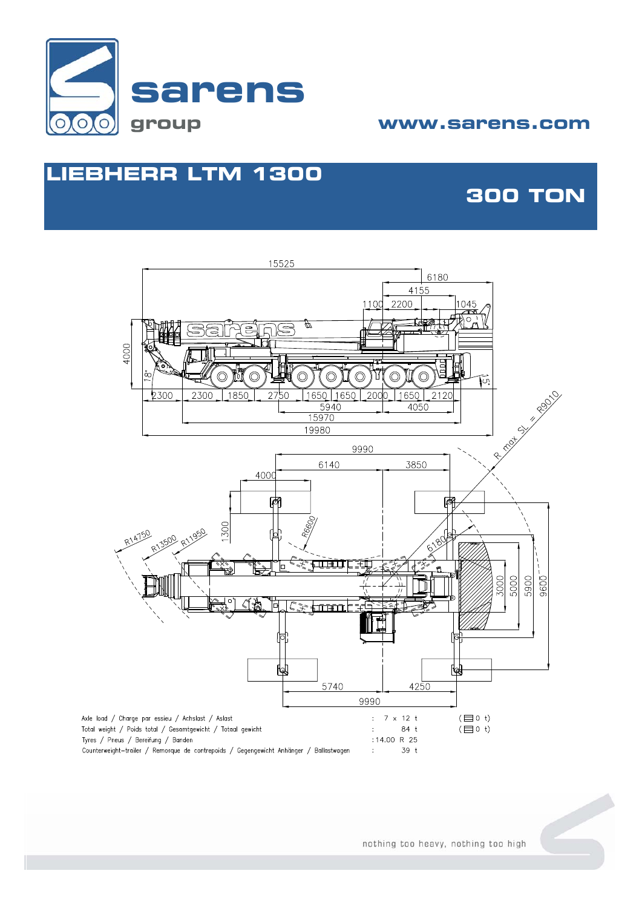# LIEBHERR LTM 1300

## 300 TON

| | | |
|---|---|---|
| Axle load / Charge par essieu / Achslast / Aslast | : 7 x 12 t | ( 0 t) |
| Total weight / Poids total / Gesamtgewicht / Totaal gewicht | : 84 t | ( 0 t) |
| Tyres / Pneus / Bereifung / Banden | : 14.00 R 25 | |
| Counterweight–trailer / Remorque de contrepoids / Gegengewicht Anhänger / Ballastwagen | : 39 t | |

nothing too heavy, nothing too high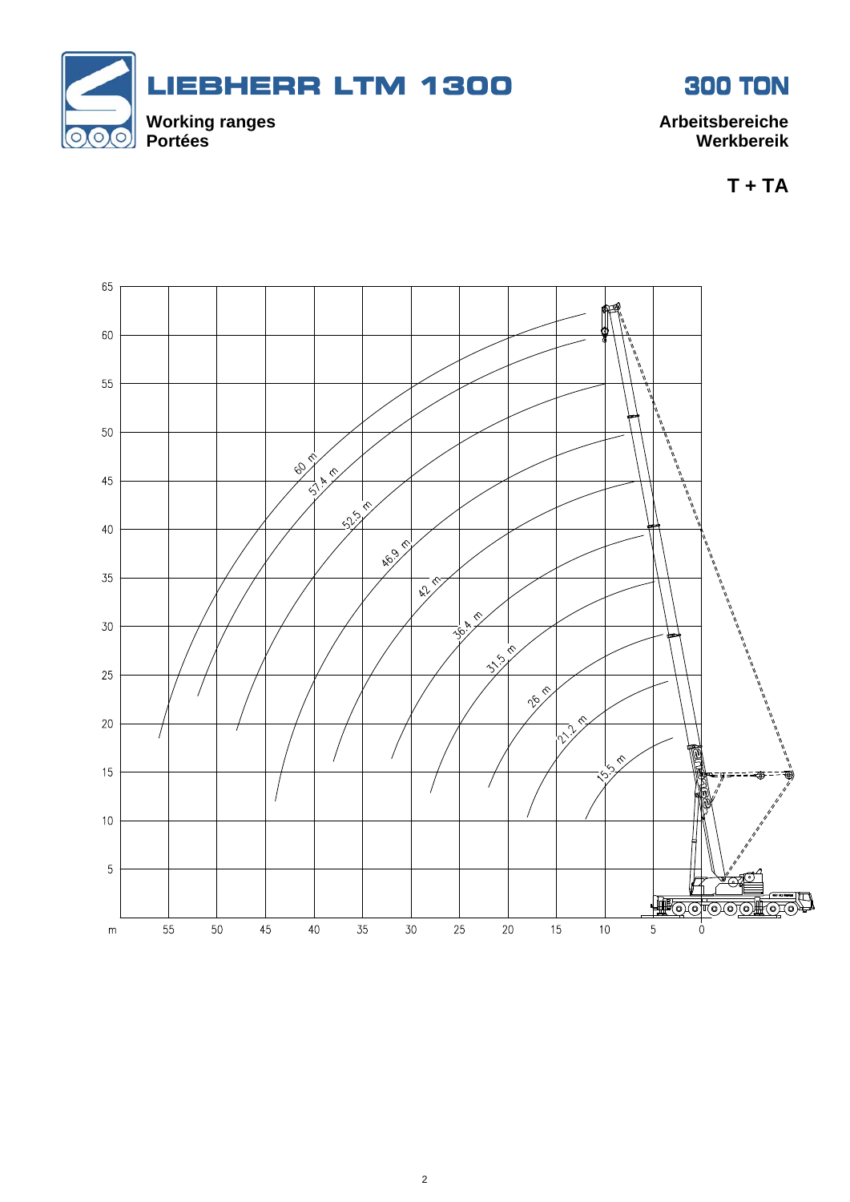# LIEBHERR LTM 1300

**300 TON**

**Working ranges**
**Portées**

**Arbeitsbereiche**
**Werkbereik**

**T + TA**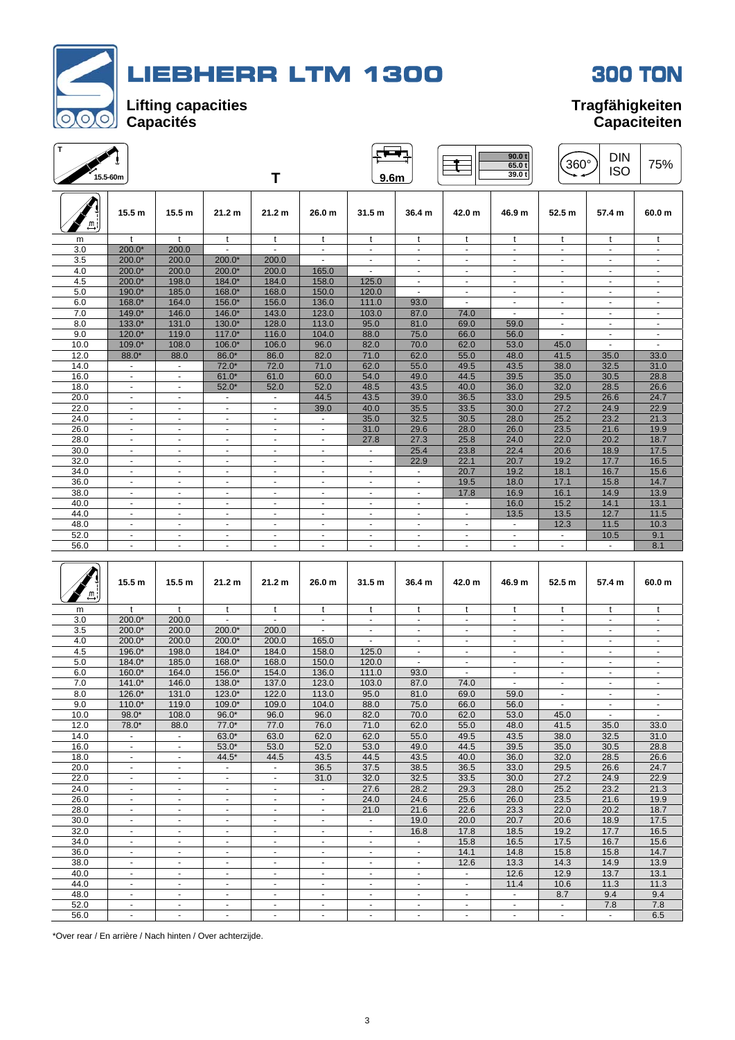# LIEBHERR LTM 1300

# 300 TON

**Lifting capacities**
**Capacités**

**Tragfähigkeiten**
**Capaciteiten**

T 15.5-60m | T | 9.6m | 90.0 t / 65.0 t / 39.0 t | 360° | DIN ISO | 75%

| m | 15.5 m | 15.5 m | 21.2 m | 21.2 m | 26.0 m | 31.5 m | 36.4 m | 42.0 m | 46.9 m | 52.5 m | 57.4 m | 60.0 m |
|---|---|---|---|---|---|---|---|---|---|---|---|---|
| m | t | t | t | t | t | t | t | t | t | t | t | t |
| 3.0 | 200.0* | 200.0 | - | - | - | - | - | - | - | - | - | - |
| 3.5 | 200.0* | 200.0 | 200.0* | 200.0 | - | - | - | - | - | - | - | - |
| 4.0 | 200.0* | 200.0 | 200.0* | 200.0 | 165.0 | - | - | - | - | - | - | - |
| 4.5 | 200.0* | 198.0 | 184.0* | 184.0 | 158.0 | 125.0 | - | - | - | - | - | - |
| 5.0 | 190.0* | 185.0 | 168.0* | 168.0 | 150.0 | 120.0 | - | - | - | - | - | - |
| 6.0 | 168.0* | 164.0 | 156.0* | 156.0 | 136.0 | 111.0 | 93.0 | - | - | - | - | - |
| 7.0 | 149.0* | 146.0 | 146.0* | 143.0 | 123.0 | 103.0 | 87.0 | 74.0 | - | - | - | - |
| 8.0 | 133.0* | 131.0 | 130.0* | 128.0 | 113.0 | 95.0 | 81.0 | 69.0 | 59.0 | - | - | - |
| 9.0 | 120.0* | 119.0 | 117.0* | 116.0 | 104.0 | 88.0 | 75.0 | 66.0 | 56.0 | - | - | - |
| 10.0 | 109.0* | 108.0 | 106.0* | 106.0 | 96.0 | 82.0 | 70.0 | 62.0 | 53.0 | 45.0 | - | - |
| 12.0 | 88.0* | 88.0 | 86.0* | 86.0 | 82.0 | 71.0 | 62.0 | 55.0 | 48.0 | 41.5 | 35.0 | 33.0 |
| 14.0 | - | - | 72.0* | 72.0 | 71.0 | 62.0 | 55.0 | 49.5 | 43.5 | 38.0 | 32.5 | 31.0 |
| 16.0 | - | - | 61.0* | 61.0 | 60.0 | 54.0 | 49.0 | 44.5 | 39.5 | 35.0 | 30.5 | 28.8 |
| 18.0 | - | - | 52.0* | 52.0 | 52.0 | 48.5 | 43.5 | 40.0 | 36.0 | 32.0 | 28.5 | 26.6 |
| 20.0 | - | - | - | - | 44.5 | 43.5 | 39.0 | 36.5 | 33.0 | 29.5 | 26.6 | 24.7 |
| 22.0 | - | - | - | - | 39.0 | 40.0 | 35.5 | 33.5 | 30.0 | 27.2 | 24.9 | 22.9 |
| 24.0 | - | - | - | - | - | 35.0 | 32.5 | 30.5 | 28.0 | 25.2 | 23.2 | 21.3 |
| 26.0 | - | - | - | - | - | 31.0 | 29.6 | 28.0 | 26.0 | 23.5 | 21.6 | 19.9 |
| 28.0 | - | - | - | - | - | 27.8 | 27.3 | 25.8 | 24.0 | 22.0 | 20.2 | 18.7 |
| 30.0 | - | - | - | - | - | - | 25.4 | 23.8 | 22.4 | 20.6 | 18.9 | 17.5 |
| 32.0 | - | - | - | - | - | - | 22.9 | 22.1 | 20.7 | 19.2 | 17.7 | 16.5 |
| 34.0 | - | - | - | - | - | - | - | 20.7 | 19.2 | 18.1 | 16.7 | 15.6 |
| 36.0 | - | - | - | - | - | - | - | 19.5 | 18.0 | 17.1 | 15.8 | 14.7 |
| 38.0 | - | - | - | - | - | - | - | 17.8 | 16.9 | 16.1 | 14.9 | 13.9 |
| 40.0 | - | - | - | - | - | - | - | - | 16.0 | 15.2 | 14.1 | 13.1 |
| 44.0 | - | - | - | - | - | - | - | - | 13.5 | 13.5 | 12.7 | 11.5 |
| 48.0 | - | - | - | - | - | - | - | - | - | 12.3 | 11.5 | 10.3 |
| 52.0 | - | - | - | - | - | - | - | - | - | - | 10.5 | 9.1 |
| 56.0 | - | - | - | - | - | - | - | - | - | - | - | 8.1 |

| m | 15.5 m | 15.5 m | 21.2 m | 21.2 m | 26.0 m | 31.5 m | 36.4 m | 42.0 m | 46.9 m | 52.5 m | 57.4 m | 60.0 m |
|---|---|---|---|---|---|---|---|---|---|---|---|---|
| m | t | t | t | t | t | t | t | t | t | t | t | t |
| 3.0 | 200.0* | 200.0 | - | - | - | - | - | - | - | - | - | - |
| 3.5 | 200.0* | 200.0 | 200.0* | 200.0 | - | - | - | - | - | - | - | - |
| 4.0 | 200.0* | 200.0 | 200.0* | 200.0 | 165.0 | - | - | - | - | - | - | - |
| 4.5 | 196.0* | 198.0 | 184.0* | 184.0 | 158.0 | 125.0 | - | - | - | - | - | - |
| 5.0 | 184.0* | 185.0 | 168.0* | 168.0 | 150.0 | 120.0 | - | - | - | - | - | - |
| 6.0 | 160.0* | 164.0 | 156.0* | 154.0 | 136.0 | 111.0 | 93.0 | - | - | - | - | - |
| 7.0 | 141.0* | 146.0 | 138.0* | 137.0 | 123.0 | 103.0 | 87.0 | 74.0 | - | - | - | - |
| 8.0 | 126.0* | 131.0 | 123.0* | 122.0 | 113.0 | 95.0 | 81.0 | 69.0 | 59.0 | - | - | - |
| 9.0 | 110.0* | 119.0 | 109.0* | 109.0 | 104.0 | 88.0 | 75.0 | 66.0 | 56.0 | - | - | - |
| 10.0 | 98.0* | 108.0 | 96.0* | 96.0 | 96.0 | 82.0 | 70.0 | 62.0 | 53.0 | 45.0 | - | - |
| 12.0 | 78.0* | 88.0 | 77.0* | 77.0 | 76.0 | 71.0 | 62.0 | 55.0 | 48.0 | 41.5 | 35.0 | 33.0 |
| 14.0 | - | - | 63.0* | 63.0 | 62.0 | 62.0 | 55.0 | 49.5 | 43.5 | 38.0 | 32.5 | 31.0 |
| 16.0 | - | - | 53.0* | 53.0 | 52.0 | 53.0 | 49.0 | 44.5 | 39.5 | 35.0 | 30.5 | 28.8 |
| 18.0 | - | - | 44.5* | 44.5 | 43.5 | 44.5 | 43.5 | 40.0 | 36.0 | 32.0 | 28.5 | 26.6 |
| 20.0 | - | - | - | - | 36.5 | 37.5 | 38.5 | 36.5 | 33.0 | 29.5 | 26.6 | 24.7 |
| 22.0 | - | - | - | - | 31.0 | 32.0 | 32.5 | 33.5 | 30.0 | 27.2 | 24.9 | 22.9 |
| 24.0 | - | - | - | - | - | 27.6 | 28.2 | 29.3 | 28.0 | 25.2 | 23.2 | 21.3 |
| 26.0 | - | - | - | - | - | 24.0 | 24.6 | 25.6 | 26.0 | 23.5 | 21.6 | 19.9 |
| 28.0 | - | - | - | - | - | 21.0 | 21.6 | 22.6 | 23.3 | 22.0 | 20.2 | 18.7 |
| 30.0 | - | - | - | - | - | - | 19.0 | 20.0 | 20.7 | 20.6 | 18.9 | 17.5 |
| 32.0 | - | - | - | - | - | - | 16.8 | 17.8 | 18.5 | 19.2 | 17.7 | 16.5 |
| 34.0 | - | - | - | - | - | - | - | 15.8 | 16.5 | 17.5 | 16.7 | 15.6 |
| 36.0 | - | - | - | - | - | - | - | 14.1 | 14.8 | 15.8 | 15.8 | 14.7 |
| 38.0 | - | - | - | - | - | - | - | 12.6 | 13.3 | 14.3 | 14.9 | 13.9 |
| 40.0 | - | - | - | - | - | - | - | - | 12.6 | 12.9 | 13.7 | 13.1 |
| 44.0 | - | - | - | - | - | - | - | - | 11.4 | 10.6 | 11.3 | 11.3 |
| 48.0 | - | - | - | - | - | - | - | - | - | 8.7 | 9.4 | 9.4 |
| 52.0 | - | - | - | - | - | - | - | - | - | - | 7.8 | 7.8 |
| 56.0 | - | - | - | - | - | - | - | - | - | - | - | 6.5 |

*Over rear / En arrière / Nach hinten / Over achterzijde.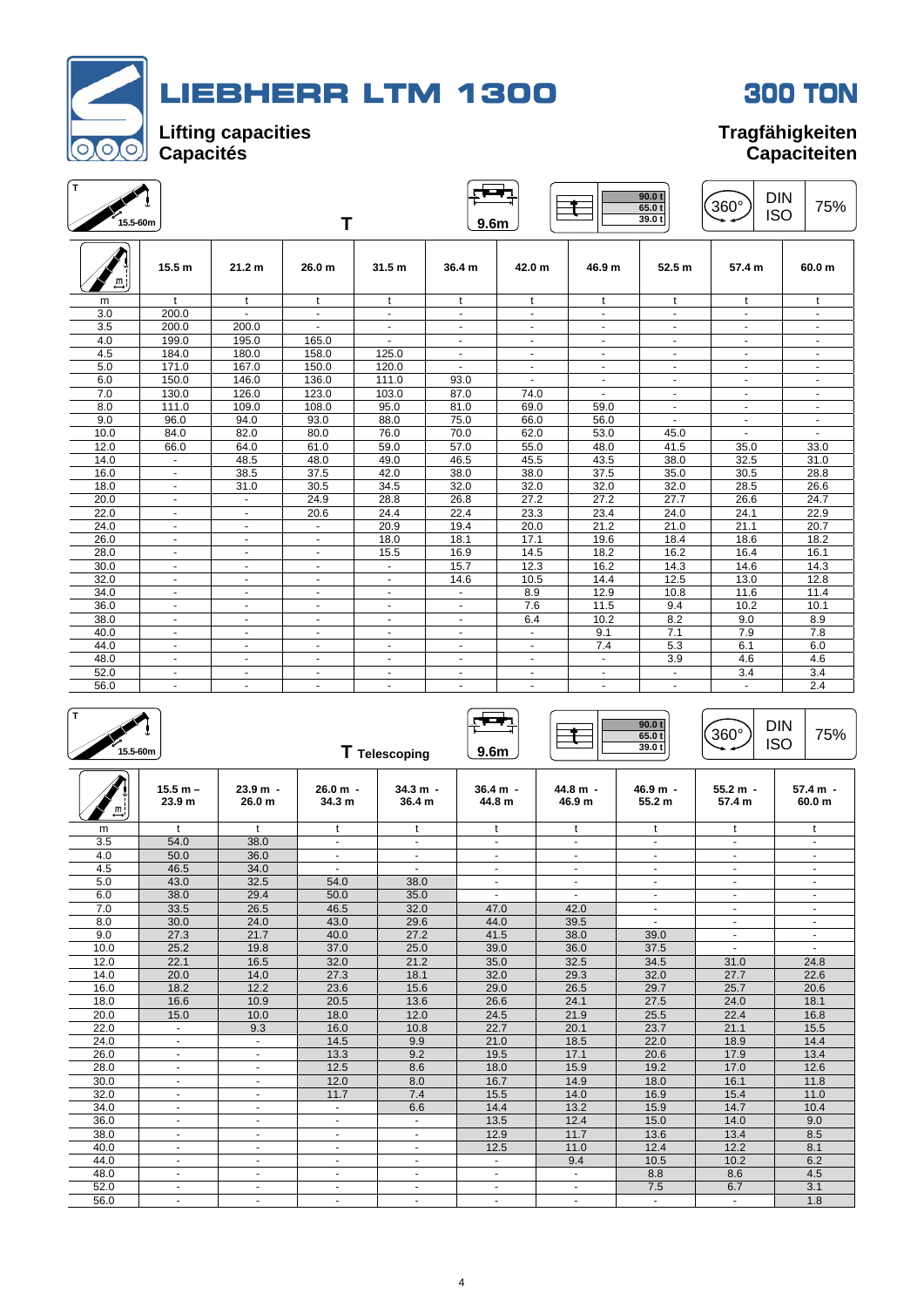# LIEBHERR LTM 1300

# 300 TON

**Lifting capacities**
**Capacités**

**Tragfähigkeiten**
**Capaciteiten**

T 15.5-60m — T — 9.6m — 90.0 t / 65.0 t / 39.0 t — 360° — DIN ISO — 75%

| m | 15.5 m | 21.2 m | 26.0 m | 31.5 m | 36.4 m | 42.0 m | 46.9 m | 52.5 m | 57.4 m | 60.0 m |
|---|---|---|---|---|---|---|---|---|---|---|
| m | t | t | t | t | t | t | t | t | t | t |
| 3.0 | 200.0 | - | - | - | - | - | - | - | - | - |
| 3.5 | 200.0 | 200.0 | - | - | - | - | - | - | - | - |
| 4.0 | 199.0 | 195.0 | 165.0 | - | - | - | - | - | - | - |
| 4.5 | 184.0 | 180.0 | 158.0 | 125.0 | - | - | - | - | - | - |
| 5.0 | 171.0 | 167.0 | 150.0 | 120.0 | - | - | - | - | - | - |
| 6.0 | 150.0 | 146.0 | 136.0 | 111.0 | 93.0 | - | - | - | - | - |
| 7.0 | 130.0 | 126.0 | 123.0 | 103.0 | 87.0 | 74.0 | - | - | - | - |
| 8.0 | 111.0 | 109.0 | 108.0 | 95.0 | 81.0 | 69.0 | 59.0 | - | - | - |
| 9.0 | 96.0 | 94.0 | 93.0 | 88.0 | 75.0 | 66.0 | 56.0 | - | - | - |
| 10.0 | 84.0 | 82.0 | 80.0 | 76.0 | 70.0 | 62.0 | 53.0 | 45.0 | - | - |
| 12.0 | 66.0 | 64.0 | 61.0 | 59.0 | 57.0 | 55.0 | 48.0 | 41.5 | 35.0 | 33.0 |
| 14.0 | - | 48.5 | 48.0 | 49.0 | 46.5 | 45.5 | 43.5 | 38.0 | 32.5 | 31.0 |
| 16.0 | - | 38.5 | 37.5 | 42.0 | 38.0 | 38.0 | 37.5 | 35.0 | 30.5 | 28.8 |
| 18.0 | - | 31.0 | 30.5 | 34.5 | 32.0 | 32.0 | 32.0 | 32.0 | 28.5 | 26.6 |
| 20.0 | - | - | 24.9 | 28.8 | 26.8 | 27.2 | 27.2 | 27.7 | 26.6 | 24.7 |
| 22.0 | - | - | 20.6 | 24.4 | 22.4 | 23.3 | 23.4 | 24.0 | 24.1 | 22.9 |
| 24.0 | - | - | - | 20.9 | 19.4 | 20.0 | 21.2 | 21.0 | 21.1 | 20.7 |
| 26.0 | - | - | - | 18.0 | 18.1 | 17.1 | 19.6 | 18.4 | 18.6 | 18.2 |
| 28.0 | - | - | - | 15.5 | 16.9 | 14.5 | 18.2 | 16.2 | 16.4 | 16.1 |
| 30.0 | - | - | - | - | 15.7 | 12.3 | 16.2 | 14.3 | 14.6 | 14.3 |
| 32.0 | - | - | - | - | 14.6 | 10.5 | 14.4 | 12.5 | 13.0 | 12.8 |
| 34.0 | - | - | - | - | - | 8.9 | 12.9 | 10.8 | 11.6 | 11.4 |
| 36.0 | - | - | - | - | - | 7.6 | 11.5 | 9.4 | 10.2 | 10.1 |
| 38.0 | - | - | - | - | - | 6.4 | 10.2 | 8.2 | 9.0 | 8.9 |
| 40.0 | - | - | - | - | - | - | 9.1 | 7.1 | 7.9 | 7.8 |
| 44.0 | - | - | - | - | - | - | 7.4 | 5.3 | 6.1 | 6.0 |
| 48.0 | - | - | - | - | - | - | - | 3.9 | 4.6 | 4.6 |
| 52.0 | - | - | - | - | - | - | - | - | 3.4 | 3.4 |
| 56.0 | - | - | - | - | - | - | - | - | - | 2.4 |

T 15.5-60m — T Telescoping — 9.6m — 90.0 t / 65.0 t / 39.0 t — 360° — DIN ISO — 75%

| m | 15.5 m – 23.9 m | 23.9 m - 26.0 m | 26.0 m - 34.3 m | 34.3 m - 36.4 m | 36.4 m - 44.8 m | 44.8 m - 46.9 m | 46.9 m - 55.2 m | 55.2 m - 57.4 m | 57.4 m - 60.0 m |
|---|---|---|---|---|---|---|---|---|---|
| m | t | t | t | t | t | t | t | t | t |
| 3.5 | 54.0 | 38.0 | - | - | - | - | - | - | - |
| 4.0 | 50.0 | 36.0 | - | - | - | - | - | - | - |
| 4.5 | 46.5 | 34.0 | - | - | - | - | - | - | - |
| 5.0 | 43.0 | 32.5 | 54.0 | 38.0 | - | - | - | - | - |
| 6.0 | 38.0 | 29.4 | 50.0 | 35.0 | - | - | - | - | - |
| 7.0 | 33.5 | 26.5 | 46.5 | 32.0 | 47.0 | 42.0 | - | - | - |
| 8.0 | 30.0 | 24.0 | 43.0 | 29.6 | 44.0 | 39.5 | - | - | - |
| 9.0 | 27.3 | 21.7 | 40.0 | 27.2 | 41.5 | 38.0 | 39.0 | - | - |
| 10.0 | 25.2 | 19.8 | 37.0 | 25.0 | 39.0 | 36.0 | 37.5 | - | - |
| 12.0 | 22.1 | 16.5 | 32.0 | 21.2 | 35.0 | 32.5 | 34.5 | 31.0 | 24.8 |
| 14.0 | 20.0 | 14.0 | 27.3 | 18.1 | 32.0 | 29.3 | 32.0 | 27.7 | 22.6 |
| 16.0 | 18.2 | 12.2 | 23.6 | 15.6 | 29.0 | 26.5 | 29.7 | 25.7 | 20.6 |
| 18.0 | 16.6 | 10.9 | 20.5 | 13.6 | 26.6 | 24.1 | 27.5 | 24.0 | 18.1 |
| 20.0 | 15.0 | 10.0 | 18.0 | 12.0 | 24.5 | 21.9 | 25.5 | 22.4 | 16.8 |
| 22.0 | - | 9.3 | 16.0 | 10.8 | 22.7 | 20.1 | 23.7 | 21.1 | 15.5 |
| 24.0 | - | - | 14.5 | 9.9 | 21.0 | 18.5 | 22.0 | 18.9 | 14.4 |
| 26.0 | - | - | 13.3 | 9.2 | 19.5 | 17.1 | 20.6 | 17.9 | 13.4 |
| 28.0 | - | - | 12.5 | 8.6 | 18.0 | 15.9 | 19.2 | 17.0 | 12.6 |
| 30.0 | - | - | 12.0 | 8.0 | 16.7 | 14.9 | 18.0 | 16.1 | 11.8 |
| 32.0 | - | - | 11.7 | 7.4 | 15.5 | 14.0 | 16.9 | 15.4 | 11.0 |
| 34.0 | - | - | - | 6.6 | 14.4 | 13.2 | 15.9 | 14.7 | 10.4 |
| 36.0 | - | - | - | - | 13.5 | 12.4 | 15.0 | 14.0 | 9.0 |
| 38.0 | - | - | - | - | 12.9 | 11.7 | 13.6 | 13.4 | 8.5 |
| 40.0 | - | - | - | - | 12.5 | 11.0 | 12.4 | 12.2 | 8.1 |
| 44.0 | - | - | - | - | - | 9.4 | 10.5 | 10.2 | 6.2 |
| 48.0 | - | - | - | - | - | - | 8.8 | 8.6 | 4.5 |
| 52.0 | - | - | - | - | - | - | 7.5 | 6.7 | 3.1 |
| 56.0 | - | - | - | - | - | - | - | - | 1.8 |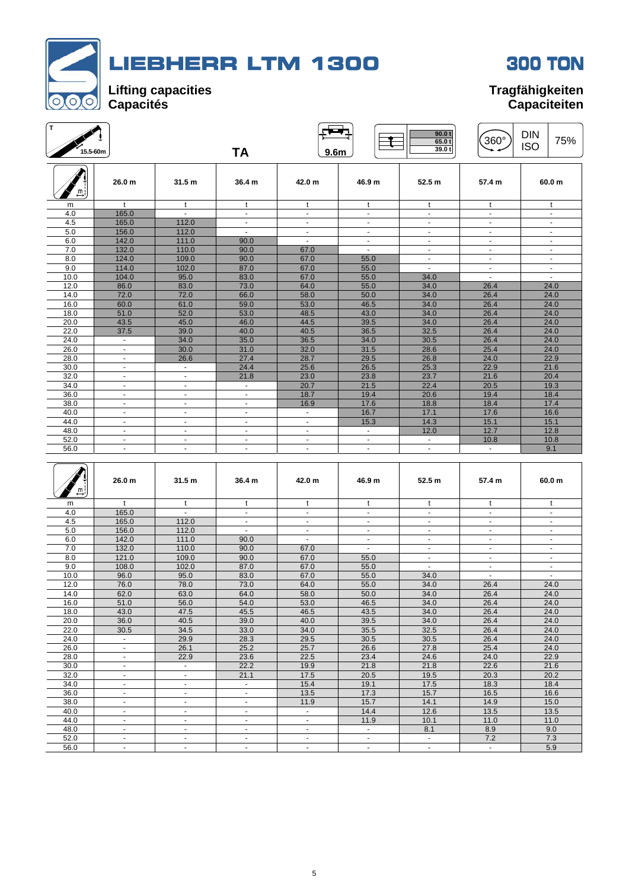# LIEBHERR LTM 1300

# 300 TON

**Lifting capacities**
**Capacités**

**Tragfähigkeiten**
**Capaciteiten**

T 15.5-60m | TA | 9.6m | 90.0 t / 65.0 t / 39.0 t | 360° | DIN ISO | 75%

| m | 26.0 m | 31.5 m | 36.4 m | 42.0 m | 46.9 m | 52.5 m | 57.4 m | 60.0 m |
|---|---|---|---|---|---|---|---|---|
| m | t | t | t | t | t | t | t | t |
| 4.0 | 165.0 | - | - | - | - | - | - | - |
| 4.5 | 165.0 | 112.0 | - | - | - | - | - | - |
| 5.0 | 156.0 | 112.0 | - | - | - | - | - | - |
| 6.0 | 142.0 | 111.0 | 90.0 | - | - | - | - | - |
| 7.0 | 132.0 | 110.0 | 90.0 | 67.0 | - | - | - | - |
| 8.0 | 124.0 | 109.0 | 90.0 | 67.0 | 55.0 | - | - | - |
| 9.0 | 114.0 | 102.0 | 87.0 | 67.0 | 55.0 | - | - | - |
| 10.0 | 104.0 | 95.0 | 83.0 | 67.0 | 55.0 | 34.0 | - | - |
| 12.0 | 86.0 | 83.0 | 73.0 | 64.0 | 55.0 | 34.0 | 26.4 | 24.0 |
| 14.0 | 72.0 | 72.0 | 66.0 | 58.0 | 50.0 | 34.0 | 26.4 | 24.0 |
| 16.0 | 60.0 | 61.0 | 59.0 | 53.0 | 46.5 | 34.0 | 26.4 | 24.0 |
| 18.0 | 51.0 | 52.0 | 53.0 | 48.5 | 43.0 | 34.0 | 26.4 | 24.0 |
| 20.0 | 43.5 | 45.0 | 46.0 | 44.5 | 39.5 | 34.0 | 26.4 | 24.0 |
| 22.0 | 37.5 | 39.0 | 40.0 | 40.5 | 36.5 | 32.5 | 26.4 | 24.0 |
| 24.0 | - | 34.0 | 35.0 | 36.5 | 34.0 | 30.5 | 26.4 | 24.0 |
| 26.0 | - | 30.0 | 31.0 | 32.0 | 31.5 | 28.6 | 25.4 | 24.0 |
| 28.0 | - | 26.6 | 27.4 | 28.7 | 29.5 | 26.8 | 24.0 | 22.9 |
| 30.0 | - | - | 24.4 | 25.6 | 26.5 | 25.3 | 22.9 | 21.6 |
| 32.0 | - | - | 21.8 | 23.0 | 23.8 | 23.7 | 21.6 | 20.4 |
| 34.0 | - | - | - | 20.7 | 21.5 | 22.4 | 20.5 | 19.3 |
| 36.0 | - | - | - | 18.7 | 19.4 | 20.6 | 19.4 | 18.4 |
| 38.0 | - | - | - | 16.9 | 17.6 | 18.8 | 18.4 | 17.4 |
| 40.0 | - | - | - | - | 16.7 | 17.1 | 17.6 | 16.6 |
| 44.0 | - | - | - | - | 15.3 | 14.3 | 15.1 | 15.1 |
| 48.0 | - | - | - | - | - | 12.0 | 12.7 | 12.8 |
| 52.0 | - | - | - | - | - | - | 10.8 | 10.8 |
| 56.0 | - | - | - | - | - | - | - | 9.1 |

| m | 26.0 m | 31.5 m | 36.4 m | 42.0 m | 46.9 m | 52.5 m | 57.4 m | 60.0 m |
|---|---|---|---|---|---|---|---|---|
| m | t | t | t | t | t | t | t | t |
| 4.0 | 165.0 | - | - | - | - | - | - | - |
| 4.5 | 165.0 | 112.0 | - | - | - | - | - | - |
| 5.0 | 156.0 | 112.0 | - | - | - | - | - | - |
| 6.0 | 142.0 | 111.0 | 90.0 | - | - | - | - | - |
| 7.0 | 132.0 | 110.0 | 90.0 | 67.0 | - | - | - | - |
| 8.0 | 121.0 | 109.0 | 90.0 | 67.0 | 55.0 | - | - | - |
| 9.0 | 108.0 | 102.0 | 87.0 | 67.0 | 55.0 | - | - | - |
| 10.0 | 96.0 | 95.0 | 83.0 | 67.0 | 55.0 | 34.0 | - | - |
| 12.0 | 76.0 | 78.0 | 73.0 | 64.0 | 55.0 | 34.0 | 26.4 | 24.0 |
| 14.0 | 62.0 | 63.0 | 64.0 | 58.0 | 50.0 | 34.0 | 26.4 | 24.0 |
| 16.0 | 51.0 | 56.0 | 54.0 | 53.0 | 46.5 | 34.0 | 26.4 | 24.0 |
| 18.0 | 43.0 | 47.5 | 45.5 | 46.5 | 43.5 | 34.0 | 26.4 | 24.0 |
| 20.0 | 36.0 | 40.5 | 39.0 | 40.0 | 39.5 | 34.0 | 26.4 | 24.0 |
| 22.0 | 30.5 | 34.5 | 33.0 | 34.0 | 35.5 | 32.5 | 26.4 | 24.0 |
| 24.0 | - | 29.9 | 28.3 | 29.5 | 30.5 | 30.5 | 26.4 | 24.0 |
| 26.0 | - | 26.1 | 25.2 | 25.7 | 26.6 | 27.8 | 25.4 | 24.0 |
| 28.0 | - | 22.9 | 23.6 | 22.5 | 23.4 | 24.6 | 24.0 | 22.9 |
| 30.0 | - | - | 22.2 | 19.9 | 21.8 | 21.8 | 22.6 | 21.6 |
| 32.0 | - | - | 21.1 | 17.5 | 20.5 | 19.5 | 20.3 | 20.2 |
| 34.0 | - | - | - | 15.4 | 19.1 | 17.5 | 18.3 | 18.4 |
| 36.0 | - | - | - | 13.5 | 17.3 | 15.7 | 16.5 | 16.6 |
| 38.0 | - | - | - | 11.9 | 15.7 | 14.1 | 14.9 | 15.0 |
| 40.0 | - | - | - | - | 14.4 | 12.6 | 13.5 | 13.5 |
| 44.0 | - | - | - | - | 11.9 | 10.1 | 11.0 | 11.0 |
| 48.0 | - | - | - | - | - | 8.1 | 8.9 | 9.0 |
| 52.0 | - | - | - | - | - | - | 7.2 | 7.3 |
| 56.0 | - | - | - | - | - | - | - | 5.9 |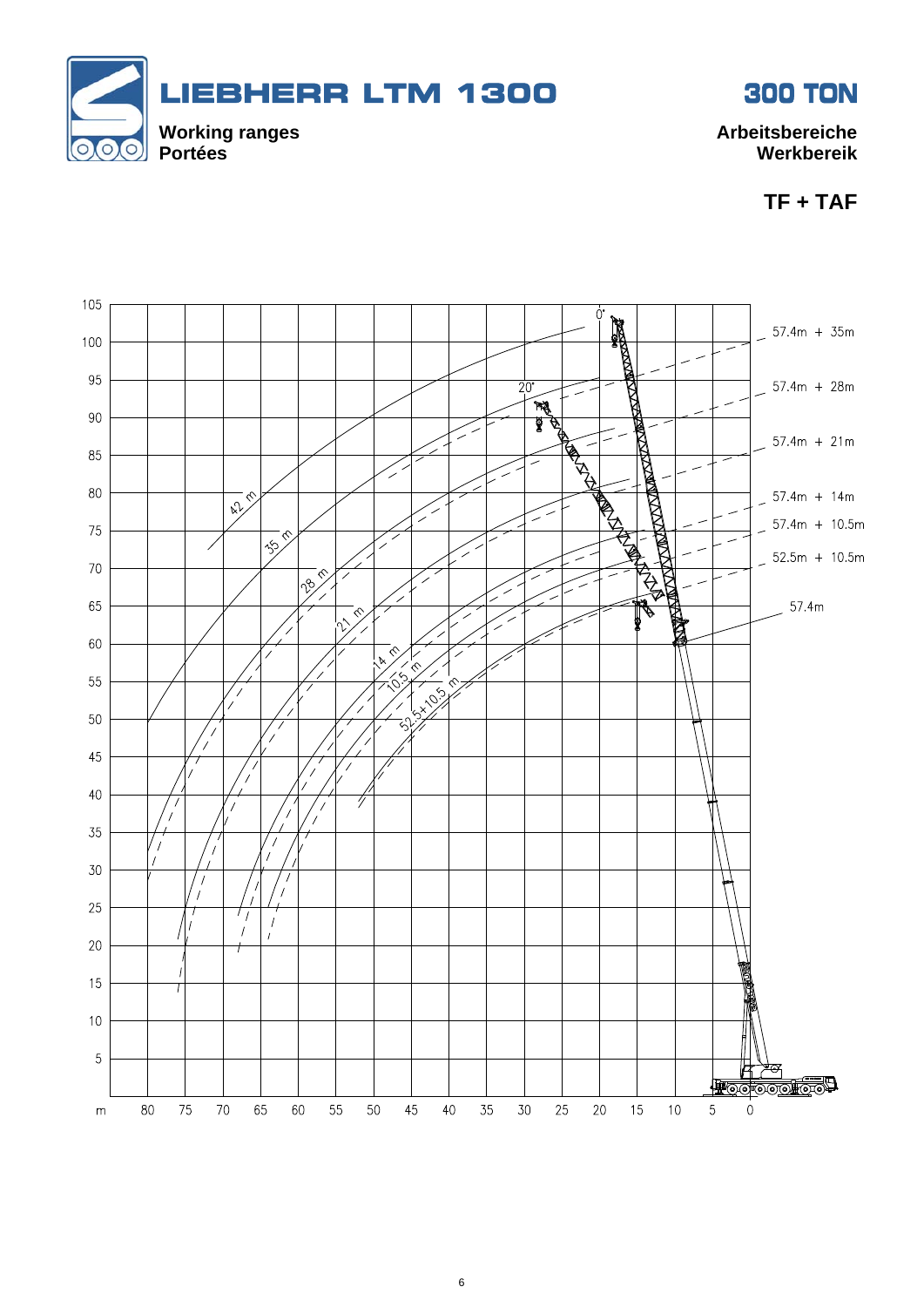# LIEBHERR LTM 1300

# 300 TON

**Working ranges**
**Portées**

**Arbeitsbereiche**
**Werkbereik**

**TF + TAF**

57.4m + 35m

57.4m + 28m

57.4m + 21m

57.4m + 14m

57.4m + 10.5m

52.5m + 10.5m

57.4m

0°

20°

42 m

35 m

28 m

21 m

14 m

10.5 m

52.5+10.5 m

m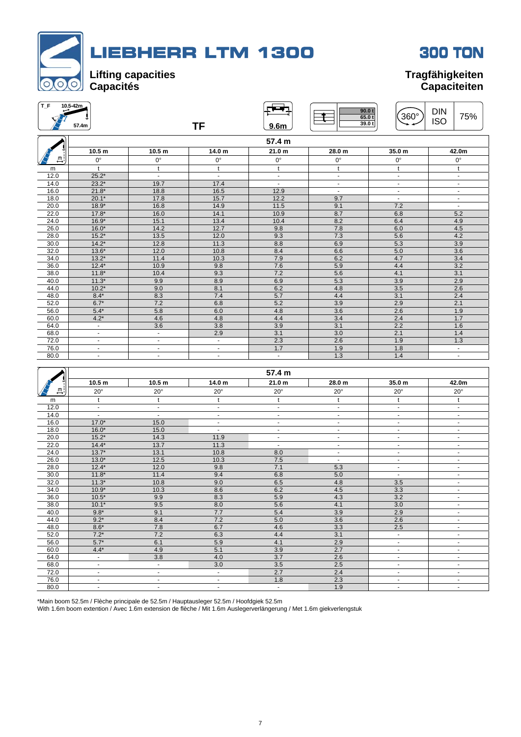# LIEBHERR LTM 1300

# 300 TON

## Lifting capacities / Capacités

## Tragfähigkeiten / Capaciteiten

T_F 10.5-42m 57.4m | TF | 9.6m | 90.0 t / 65.0 t / 39.0 t | 360° | DIN ISO | 75%

| | 57.4 m | | | | | | |
|---|---|---|---|---|---|---|---|
| | 10.5 m | 10.5 m | 14.0 m | 21.0 m | 28.0 m | 35.0 m | 42.0m |
| | 0° | 0° | 0° | 0° | 0° | 0° | 0° |
| m | t | t | t | t | t | t | t |
| 12.0 | 25.2* | - | - | - | - | - | - |
| 14.0 | 23.2* | 19.7 | 17.4 | - | - | - | - |
| 16.0 | 21.8* | 18.8 | 16.5 | 12.9 | - | - | - |
| 18.0 | 20.1* | 17.8 | 15.7 | 12.2 | 9.7 | - | - |
| 20.0 | 18.9* | 16.8 | 14.9 | 11.5 | 9.1 | 7.2 | - |
| 22.0 | 17.8* | 16.0 | 14.1 | 10.9 | 8.7 | 6.8 | 5.2 |
| 24.0 | 16.9* | 15.1 | 13.4 | 10.4 | 8.2 | 6.4 | 4.9 |
| 26.0 | 16.0* | 14.2 | 12.7 | 9.8 | 7.8 | 6.0 | 4.5 |
| 28.0 | 15.2* | 13.5 | 12.0 | 9.3 | 7.3 | 5.6 | 4.2 |
| 30.0 | 14.2* | 12.8 | 11.3 | 8.8 | 6.9 | 5.3 | 3.9 |
| 32.0 | 13.6* | 12.0 | 10.8 | 8.4 | 6.6 | 5.0 | 3.6 |
| 34.0 | 13.2* | 11.4 | 10.3 | 7.9 | 6.2 | 4.7 | 3.4 |
| 36.0 | 12.4* | 10.9 | 9.8 | 7.6 | 5.9 | 4.4 | 3.2 |
| 38.0 | 11.8* | 10.4 | 9.3 | 7.2 | 5.6 | 4.1 | 3.1 |
| 40.0 | 11.3* | 9.9 | 8.9 | 6.9 | 5.3 | 3.9 | 2.9 |
| 44.0 | 10.2* | 9.0 | 8.1 | 6.2 | 4.8 | 3.5 | 2.6 |
| 48.0 | 8.4* | 8.3 | 7.4 | 5.7 | 4.4 | 3.1 | 2.4 |
| 52.0 | 6.7* | 7.2 | 6.8 | 5.2 | 3.9 | 2.9 | 2.1 |
| 56.0 | 5.4* | 5.8 | 6.0 | 4.8 | 3.6 | 2.6 | 1.9 |
| 60.0 | 4.2* | 4.6 | 4.8 | 4.4 | 3.4 | 2.4 | 1.7 |
| 64.0 | - | 3.6 | 3.8 | 3.9 | 3.1 | 2.2 | 1.6 |
| 68.0 | - | - | 2.9 | 3.1 | 3.0 | 2.1 | 1.4 |
| 72.0 | - | - | - | 2.3 | 2.6 | 1.9 | 1.3 |
| 76.0 | - | - | - | 1.7 | 1.9 | 1.8 | - |
| 80.0 | - | - | - | - | 1.3 | 1.4 | - |

| | 57.4 m | | | | | | |
|---|---|---|---|---|---|---|---|
| | 10.5 m | 10.5 m | 14.0 m | 21.0 m | 28.0 m | 35.0 m | 42.0m |
| | 20° | 20° | 20° | 20° | 20° | 20° | 20° |
| m | t | t | t | t | t | t | t |
| 12.0 | - | - | - | - | - | - | - |
| 14.0 | - | - | - | - | - | - | - |
| 16.0 | 17.0* | 15.0 | - | - | - | - | - |
| 18.0 | 16.0* | 15.0 | - | - | - | - | - |
| 20.0 | 15.2* | 14.3 | 11.9 | - | - | - | - |
| 22.0 | 14.4* | 13.7 | 11.3 | - | - | - | - |
| 24.0 | 13.7* | 13.1 | 10.8 | 8.0 | - | - | - |
| 26.0 | 13.0* | 12.5 | 10.3 | 7.5 | - | - | - |
| 28.0 | 12.4* | 12.0 | 9.8 | 7.1 | 5.3 | - | - |
| 30.0 | 11.8* | 11.4 | 9.4 | 6.8 | 5.0 | - | - |
| 32.0 | 11.3* | 10.8 | 9.0 | 6.5 | 4.8 | 3.5 | - |
| 34.0 | 10.9* | 10.3 | 8.6 | 6.2 | 4.5 | 3.3 | - |
| 36.0 | 10.5* | 9.9 | 8.3 | 5.9 | 4.3 | 3.2 | - |
| 38.0 | 10.1* | 9.5 | 8.0 | 5.6 | 4.1 | 3.0 | - |
| 40.0 | 9.8* | 9.1 | 7.7 | 5.4 | 3.9 | 2.9 | - |
| 44.0 | 9.2* | 8.4 | 7.2 | 5.0 | 3.6 | 2.6 | - |
| 48.0 | 8.6* | 7.8 | 6.7 | 4.6 | 3.3 | 2.5 | - |
| 52.0 | 7.2* | 7.2 | 6.3 | 4.4 | 3.1 | - | - |
| 56.0 | 5.7* | 6.1 | 5.9 | 4.1 | 2.9 | - | - |
| 60.0 | 4.4* | 4.9 | 5.1 | 3.9 | 2.7 | - | - |
| 64.0 | - | 3.8 | 4.0 | 3.7 | 2.6 | - | - |
| 68.0 | - | - | 3.0 | 3.5 | 2.5 | - | - |
| 72.0 | - | - | - | 2.7 | 2.4 | - | - |
| 76.0 | - | - | - | 1.8 | 2.3 | - | - |
| 80.0 | - | - | - | - | 1.9 | - | - |

*Main boom 52.5m / Flèche principale de 52.5m / Hauptausleger 52.5m / Hoofdgiek 52.5m
With 1.6m boom extention / Avec 1.6m extension de flèche / Mit 1.6m Auslegerverlängerung / Met 1.6m giekverlengstuk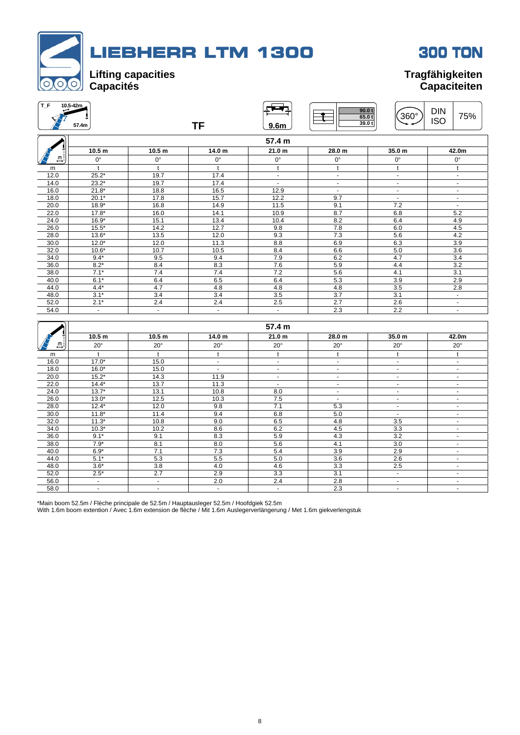# LIEBHERR LTM 1300

# 300 TON

## Lifting capacities / Capacités

## Tragfähigkeiten / Capaciteiten

T_F 10.5-42m 57.4m | TF | 9.6m | 90.0 t 65.0 t 39.0 t | 360° | DIN ISO | 75%

| | 57.4 m | | | | | | |
|---|---|---|---|---|---|---|---|
| | 10.5 m | 10.5 m | 14.0 m | 21.0 m | 28.0 m | 35.0 m | 42.0m |
| | 0° | 0° | 0° | 0° | 0° | 0° | 0° |
| m | t | t | t | t | t | t | t |
| 12.0 | 25.2* | 19.7 | 17.4 | - | - | - | - |
| 14.0 | 23.2* | 19.7 | 17.4 | - | - | - | - |
| 16.0 | 21.8* | 18.8 | 16.5 | 12.9 | - | - | - |
| 18.0 | 20.1* | 17.8 | 15.7 | 12.2 | 9.7 | - | - |
| 20.0 | 18.9* | 16.8 | 14.9 | 11.5 | 9.1 | 7.2 | - |
| 22.0 | 17.8* | 16.0 | 14.1 | 10.9 | 8.7 | 6.8 | 5.2 |
| 24.0 | 16.9* | 15.1 | 13.4 | 10.4 | 8.2 | 6.4 | 4.9 |
| 26.0 | 15.5* | 14.2 | 12.7 | 9.8 | 7.8 | 6.0 | 4.5 |
| 28.0 | 13.6* | 13.5 | 12.0 | 9.3 | 7.3 | 5.6 | 4.2 |
| 30.0 | 12.0* | 12.0 | 11.3 | 8.8 | 6.9 | 6.3 | 3.9 |
| 32.0 | 10.6* | 10.7 | 10.5 | 8.4 | 6.6 | 5.0 | 3.6 |
| 34.0 | 9.4* | 9.5 | 9.4 | 7.9 | 6.2 | 4.7 | 3.4 |
| 36.0 | 8.2* | 8.4 | 8.3 | 7.6 | 5.9 | 4.4 | 3.2 |
| 38.0 | 7.1* | 7.4 | 7.4 | 7.2 | 5.6 | 4.1 | 3.1 |
| 40.0 | 6.1* | 6.4 | 6.5 | 6.4 | 5.3 | 3.9 | 2.9 |
| 44.0 | 4.4* | 4.7 | 4.8 | 4.8 | 4.8 | 3.5 | 2.8 |
| 48.0 | 3.1* | 3.4 | 3.4 | 3.5 | 3.7 | 3.1 | - |
| 52.0 | 2.1* | 2.4 | 2.4 | 2.5 | 2.7 | 2.6 | - |
| 54.0 | - | - | - | - | 2.3 | 2.2 | - |

| | 57.4 m | | | | | | |
|---|---|---|---|---|---|---|---|
| | 10.5 m | 10.5 m | 14.0 m | 21.0 m | 28.0 m | 35.0 m | 42.0m |
| | 20° | 20° | 20° | 20° | 20° | 20° | 20° |
| m | t | t | t | t | t | t | t |
| 16.0 | 17.0* | 15.0 | - | - | - | - | - |
| 18.0 | 16.0* | 15.0 | - | - | - | - | - |
| 20.0 | 15.2* | 14.3 | 11.9 | - | - | - | - |
| 22.0 | 14.4* | 13.7 | 11.3 | - | - | - | - |
| 24.0 | 13.7* | 13.1 | 10.8 | 8.0 | - | - | - |
| 26.0 | 13.0* | 12.5 | 10.3 | 7.5 | - | - | - |
| 28.0 | 12.4* | 12.0 | 9.8 | 7.1 | 5.3 | - | - |
| 30.0 | 11.8* | 11.4 | 9.4 | 6.8 | 5.0 | - | - |
| 32.0 | 11.3* | 10.8 | 9.0 | 6.5 | 4.8 | 3.5 | - |
| 34.0 | 10.3* | 10.2 | 8.6 | 6.2 | 4.5 | 3.3 | - |
| 36.0 | 9.1* | 9.1 | 8.3 | 5.9 | 4.3 | 3.2 | - |
| 38.0 | 7.9* | 8.1 | 8.0 | 5.6 | 4.1 | 3.0 | - |
| 40.0 | 6.9* | 7.1 | 7.3 | 5.4 | 3.9 | 2.9 | - |
| 44.0 | 5.1* | 5.3 | 5.5 | 5.0 | 3.6 | 2.6 | - |
| 48.0 | 3.6* | 3.8 | 4.0 | 4.6 | 3.3 | 2.5 | - |
| 52.0 | 2.5* | 2.7 | 2.9 | 3.3 | 3.1 | - | - |
| 56.0 | - | - | 2.0 | 2.4 | 2.8 | - | - |
| 58.0 | - | - | - | - | 2.3 | - | - |

*Main boom 52.5m / Flèche principale de 52.5m / Hauptausleger 52.5m / Hoofdgiek 52.5m
With 1.6m boom extention / Avec 1.6m extension de flèche / Mit 1.6m Auslegerverlängerung / Met 1.6m giekverlengstuk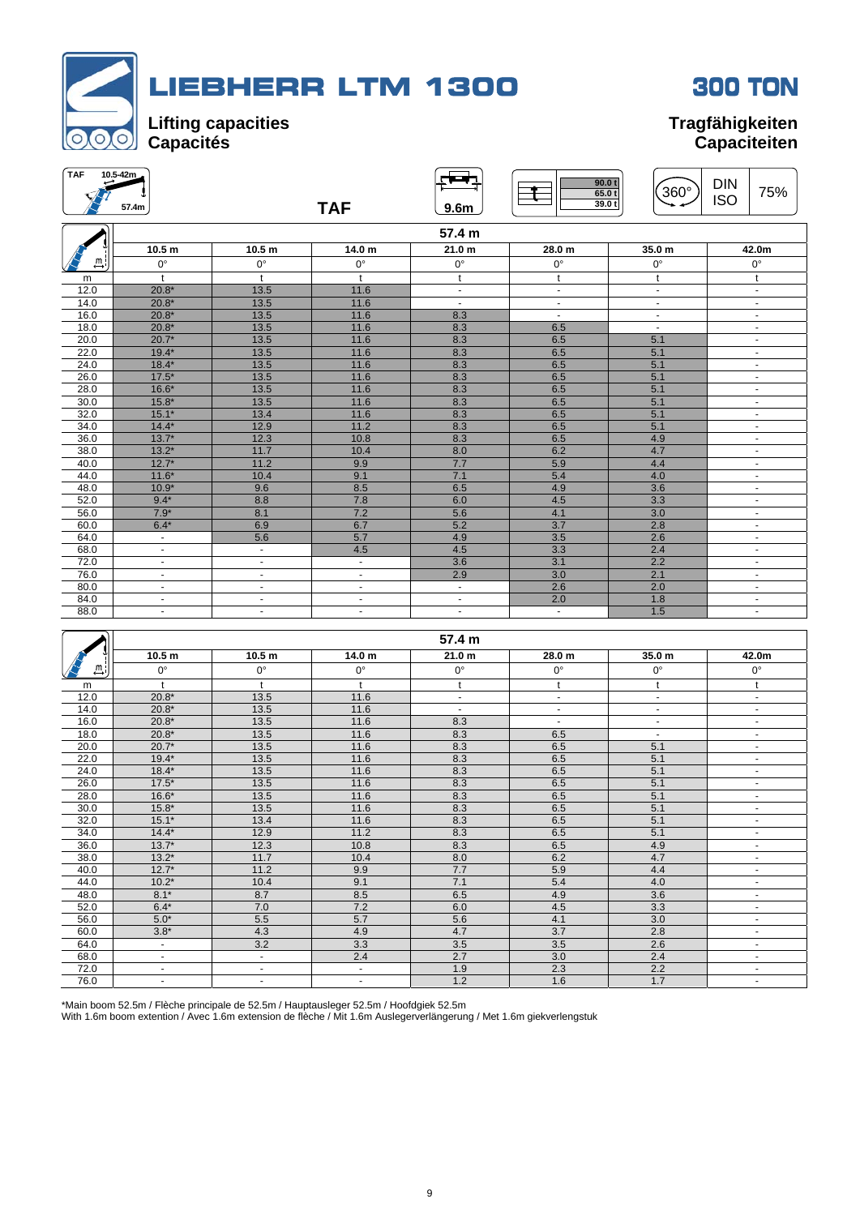# LIEBHERR LTM 1300

# 300 TON

## Lifting capacities
## Capacités

## Tragfähigkeiten
## Capaciteiten

TAF 10.5-42m 57.4m | TAF | 9.6m | 90.0 t / 65.0 t / 39.0 t | 360° | DIN ISO | 75%

| | 57.4 m | | | | | | |
|---|---|---|---|---|---|---|---|
| | 10.5 m | 10.5 m | 14.0 m | 21.0 m | 28.0 m | 35.0 m | 42.0m |
| | 0° | 0° | 0° | 0° | 0° | 0° | 0° |
| m | t | t | t | t | t | t | t |
| 12.0 | 20.8* | 13.5 | 11.6 | - | - | - | - |
| 14.0 | 20.8* | 13.5 | 11.6 | - | - | - | - |
| 16.0 | 20.8* | 13.5 | 11.6 | 8.3 | - | - | - |
| 18.0 | 20.8* | 13.5 | 11.6 | 8.3 | 6.5 | - | - |
| 20.0 | 20.7* | 13.5 | 11.6 | 8.3 | 6.5 | 5.1 | - |
| 22.0 | 19.4* | 13.5 | 11.6 | 8.3 | 6.5 | 5.1 | - |
| 24.0 | 18.4* | 13.5 | 11.6 | 8.3 | 6.5 | 5.1 | - |
| 26.0 | 17.5* | 13.5 | 11.6 | 8.3 | 6.5 | 5.1 | - |
| 28.0 | 16.6* | 13.5 | 11.6 | 8.3 | 6.5 | 5.1 | - |
| 30.0 | 15.8* | 13.5 | 11.6 | 8.3 | 6.5 | 5.1 | - |
| 32.0 | 15.1* | 13.4 | 11.6 | 8.3 | 6.5 | 5.1 | - |
| 34.0 | 14.4* | 12.9 | 11.2 | 8.3 | 6.5 | 5.1 | - |
| 36.0 | 13.7* | 12.3 | 10.8 | 8.3 | 6.5 | 4.9 | - |
| 38.0 | 13.2* | 11.7 | 10.4 | 8.0 | 6.2 | 4.7 | - |
| 40.0 | 12.7* | 11.2 | 9.9 | 7.7 | 5.9 | 4.4 | - |
| 44.0 | 11.6* | 10.4 | 9.1 | 7.1 | 5.4 | 4.0 | - |
| 48.0 | 10.9* | 9.6 | 8.5 | 6.5 | 4.9 | 3.6 | - |
| 52.0 | 9.4* | 8.8 | 7.8 | 6.0 | 4.5 | 3.3 | - |
| 56.0 | 7.9* | 8.1 | 7.2 | 5.6 | 4.1 | 3.0 | - |
| 60.0 | 6.4* | 6.9 | 6.7 | 5.2 | 3.7 | 2.8 | - |
| 64.0 | - | 5.6 | 5.7 | 4.9 | 3.5 | 2.6 | - |
| 68.0 | - | - | 4.5 | 4.5 | 3.3 | 2.4 | - |
| 72.0 | - | - | - | 3.6 | 3.1 | 2.2 | - |
| 76.0 | - | - | - | 2.9 | 3.0 | 2.1 | - |
| 80.0 | - | - | - | - | 2.6 | 2.0 | - |
| 84.0 | - | - | - | - | 2.0 | 1.8 | - |
| 88.0 | - | - | - | - | - | 1.5 | - |

| | 57.4 m | | | | | | |
|---|---|---|---|---|---|---|---|
| | 10.5 m | 10.5 m | 14.0 m | 21.0 m | 28.0 m | 35.0 m | 42.0m |
| | 0° | 0° | 0° | 0° | 0° | 0° | 0° |
| m | t | t | t | t | t | t | t |
| 12.0 | 20.8* | 13.5 | 11.6 | - | - | - | - |
| 14.0 | 20.8* | 13.5 | 11.6 | - | - | - | - |
| 16.0 | 20.8* | 13.5 | 11.6 | 8.3 | - | - | - |
| 18.0 | 20.8* | 13.5 | 11.6 | 8.3 | 6.5 | - | - |
| 20.0 | 20.7* | 13.5 | 11.6 | 8.3 | 6.5 | 5.1 | - |
| 22.0 | 19.4* | 13.5 | 11.6 | 8.3 | 6.5 | 5.1 | - |
| 24.0 | 18.4* | 13.5 | 11.6 | 8.3 | 6.5 | 5.1 | - |
| 26.0 | 17.5* | 13.5 | 11.6 | 8.3 | 6.5 | 5.1 | - |
| 28.0 | 16.6* | 13.5 | 11.6 | 8.3 | 6.5 | 5.1 | - |
| 30.0 | 15.8* | 13.5 | 11.6 | 8.3 | 6.5 | 5.1 | - |
| 32.0 | 15.1* | 13.4 | 11.6 | 8.3 | 6.5 | 5.1 | - |
| 34.0 | 14.4* | 12.9 | 11.2 | 8.3 | 6.5 | 5.1 | - |
| 36.0 | 13.7* | 12.3 | 10.8 | 8.3 | 6.5 | 4.9 | - |
| 38.0 | 13.2* | 11.7 | 10.4 | 8.0 | 6.2 | 4.7 | - |
| 40.0 | 12.7* | 11.2 | 9.9 | 7.7 | 5.9 | 4.4 | - |
| 44.0 | 10.2* | 10.4 | 9.1 | 7.1 | 5.4 | 4.0 | - |
| 48.0 | 8.1* | 8.7 | 8.5 | 6.5 | 4.9 | 3.6 | - |
| 52.0 | 6.4* | 7.0 | 7.2 | 6.0 | 4.5 | 3.3 | - |
| 56.0 | 5.0* | 5.5 | 5.7 | 5.6 | 4.1 | 3.0 | - |
| 60.0 | 3.8* | 4.3 | 4.9 | 4.7 | 3.7 | 2.8 | - |
| 64.0 | - | 3.2 | 3.3 | 3.5 | 3.5 | 2.6 | - |
| 68.0 | - | - | 2.4 | 2.7 | 3.0 | 2.4 | - |
| 72.0 | - | - | - | 1.9 | 2.3 | 2.2 | - |
| 76.0 | - | - | - | 1.2 | 1.6 | 1.7 | - |

*Main boom 52.5m / Flèche principale de 52.5m / Hauptausleger 52.5m / Hoofdgiek 52.5m
With 1.6m boom extention / Avec 1.6m extension de flèche / Mit 1.6m Auslegerverlängerung / Met 1.6m giekverlengstuk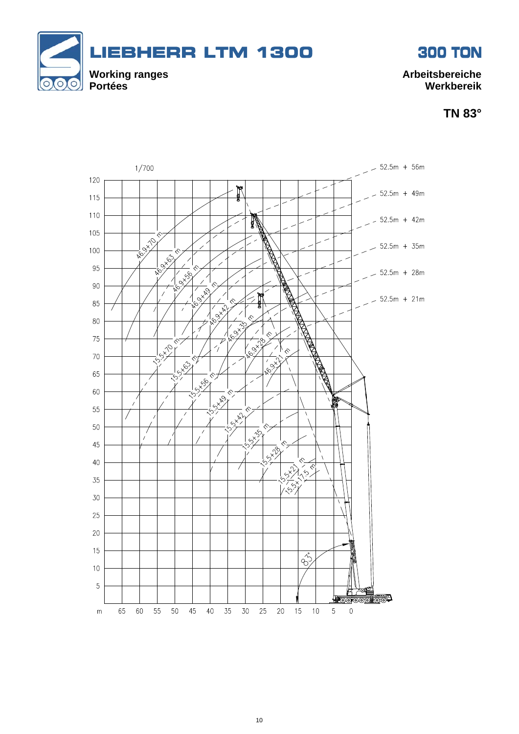# LIEBHERR LTM 1300

# 300 TON

**Working ranges**
**Portées**

**Arbeitsbereiche**
**Werkbereik**

**TN 83°**

1/700

52.5m + 56m
52.5m + 49m
52.5m + 42m
52.5m + 35m
52.5m + 28m
52.5m + 21m

46.9+70 m
46.9+63 m
46.9+56 m
46.9+49 m
46.9+42 m
46.9+35 m
46.9+28 m
46.9+21 m

15.5+70 m
15.5+63 m
15.5+56 m
15.5+49 m
15.5+42 m
15.5+35 m
15.5+28 m
15.5+21 m
15.5+17.5 m

83°

Height (m): 120, 115, 110, 105, 100, 95, 90, 85, 80, 75, 70, 65, 60, 55, 50, 45, 40, 35, 30, 25, 20, 15, 10, 5

Radius (m): 65, 60, 55, 50, 45, 40, 35, 30, 25, 20, 15, 10, 5, 0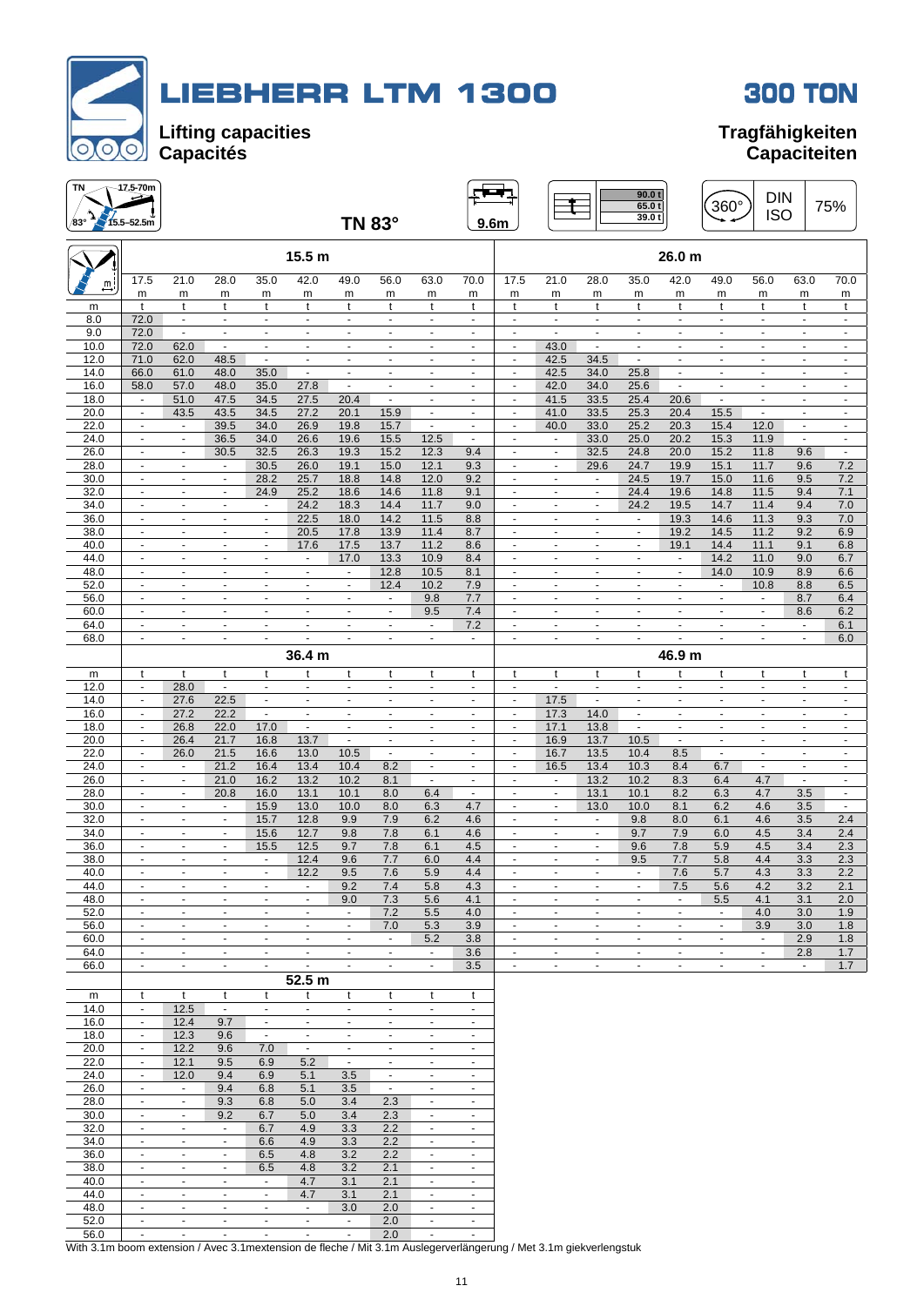# LIEBHERR LTM 1300

# 300 TON

## Lifting capacities / Capacités

## Tragfähigkeiten / Capaciteiten

TN 17.5–70m | 83° 15.5–52.5m | TN 83° | 9.6m | 90.0 t / 65.0 t / 39.0 t | 360° | DIN ISO | 75%

| m | 15.5 m | | | | | | | | | 26.0 m | | | | | | | | |
|---|---|---|---|---|---|---|---|---|---|---|---|---|---|---|---|---|---|---|
| | 17.5 m | 21.0 m | 28.0 m | 35.0 m | 42.0 m | 49.0 m | 56.0 m | 63.0 m | 70.0 m | 17.5 m | 21.0 m | 28.0 m | 35.0 m | 42.0 m | 49.0 m | 56.0 m | 63.0 m | 70.0 m |
| m | t | t | t | t | t | t | t | t | t | t | t | t | t | t | t | t | t | t |
| 8.0 | 72.0 | - | - | - | - | - | - | - | - | - | - | - | - | - | - | - | - | - |
| 9.0 | 72.0 | - | - | - | - | - | - | - | - | - | - | - | - | - | - | - | - | - |
| 10.0 | 72.0 | 62.0 | - | - | - | - | - | - | - | - | 43.0 | - | - | - | - | - | - | - |
| 12.0 | 71.0 | 62.0 | 48.5 | - | - | - | - | - | - | - | 42.5 | 34.5 | - | - | - | - | - | - |
| 14.0 | 66.0 | 61.0 | 48.0 | 35.0 | - | - | - | - | - | - | 42.5 | 34.0 | 25.8 | - | - | - | - | - |
| 16.0 | 58.0 | 57.0 | 48.0 | 35.0 | 27.8 | - | - | - | - | - | 42.0 | 34.0 | 25.6 | - | - | - | - | - |
| 18.0 | - | 51.0 | 47.5 | 34.5 | 27.5 | 20.4 | - | - | - | - | 41.5 | 33.5 | 25.4 | 20.6 | - | - | - | - |
| 20.0 | - | 43.5 | 43.5 | 34.5 | 27.2 | 20.1 | 15.9 | - | - | - | 41.0 | 33.5 | 25.3 | 20.4 | 15.5 | - | - | - |
| 22.0 | - | - | 39.5 | 34.0 | 26.9 | 19.8 | 15.7 | - | - | - | 40.0 | 33.0 | 25.2 | 20.3 | 15.4 | 12.0 | - | - |
| 24.0 | - | - | 36.5 | 34.0 | 26.6 | 19.6 | 15.5 | 12.5 | - | - | - | 33.0 | 25.0 | 20.2 | 15.3 | 11.9 | - | - |
| 26.0 | - | - | 30.5 | 32.5 | 26.3 | 19.3 | 15.2 | 12.3 | 9.4 | - | - | 32.5 | 24.8 | 20.0 | 15.2 | 11.8 | 9.6 | - |
| 28.0 | - | - | - | 30.5 | 26.0 | 19.1 | 15.0 | 12.1 | 9.3 | - | - | 29.6 | 24.7 | 19.9 | 15.1 | 11.7 | 9.6 | 7.2 |
| 30.0 | - | - | - | 28.2 | 25.7 | 18.8 | 14.8 | 12.0 | 9.2 | - | - | - | 24.5 | 19.7 | 15.0 | 11.6 | 9.5 | 7.2 |
| 32.0 | - | - | - | 24.9 | 25.2 | 18.6 | 14.6 | 11.8 | 9.1 | - | - | - | 24.4 | 19.6 | 14.8 | 11.5 | 9.4 | 7.1 |
| 34.0 | - | - | - | - | 24.2 | 18.3 | 14.4 | 11.7 | 9.0 | - | - | - | 24.2 | 19.5 | 14.7 | 11.4 | 9.4 | 7.0 |
| 36.0 | - | - | - | - | 22.5 | 18.0 | 14.2 | 11.5 | 8.8 | - | - | - | - | 19.3 | 14.6 | 11.3 | 9.3 | 7.0 |
| 38.0 | - | - | - | - | 20.5 | 17.8 | 13.9 | 11.4 | 8.7 | - | - | - | - | 19.2 | 14.5 | 11.2 | 9.2 | 6.9 |
| 40.0 | - | - | - | - | 17.6 | 17.5 | 13.7 | 11.2 | 8.6 | - | - | - | - | 19.1 | 14.4 | 11.1 | 9.1 | 6.8 |
| 44.0 | - | - | - | - | - | 17.0 | 13.3 | 10.9 | 8.4 | - | - | - | - | - | 14.2 | 11.0 | 9.0 | 6.7 |
| 48.0 | - | - | - | - | - | - | 12.8 | 10.5 | 8.1 | - | - | - | - | - | 14.0 | 10.9 | 8.9 | 6.6 |
| 52.0 | - | - | - | - | - | - | 12.4 | 10.2 | 7.9 | - | - | - | - | - | - | 10.8 | 8.8 | 6.5 |
| 56.0 | - | - | - | - | - | - | - | 9.8 | 7.7 | - | - | - | - | - | - | - | 8.7 | 6.4 |
| 60.0 | - | - | - | - | - | - | - | 9.5 | 7.4 | - | - | - | - | - | - | - | 8.6 | 6.2 |
| 64.0 | - | - | - | - | - | - | - | - | 7.2 | - | - | - | - | - | - | - | - | 6.1 |
| 68.0 | - | - | - | - | - | - | - | - | - | - | - | - | - | - | - | - | - | 6.0 |

| m | 36.4 m | | | | | | | | | 46.9 m | | | | | | | | |
|---|---|---|---|---|---|---|---|---|---|---|---|---|---|---|---|---|---|---|
| | 17.5 m | 21.0 m | 28.0 m | 35.0 m | 42.0 m | 49.0 m | 56.0 m | 63.0 m | 70.0 m | 17.5 m | 21.0 m | 28.0 m | 35.0 m | 42.0 m | 49.0 m | 56.0 m | 63.0 m | 70.0 m |
| m | t | t | t | t | t | t | t | t | t | t | t | t | t | t | t | t | t | t |
| 12.0 | - | 28.0 | - | - | - | - | - | - | - | - | - | - | - | - | - | - | - | - |
| 14.0 | - | 27.6 | 22.5 | - | - | - | - | - | - | - | 17.5 | - | - | - | - | - | - | - |
| 16.0 | - | 27.2 | 22.2 | - | - | - | - | - | - | - | 17.3 | 14.0 | - | - | - | - | - | - |
| 18.0 | - | 26.8 | 22.0 | 17.0 | - | - | - | - | - | - | 17.1 | 13.8 | - | - | - | - | - | - |
| 20.0 | - | 26.4 | 21.7 | 16.8 | 13.7 | - | - | - | - | - | 16.9 | 13.7 | 10.5 | - | - | - | - | - |
| 22.0 | - | 26.0 | 21.5 | 16.6 | 13.0 | 10.5 | - | - | - | - | 16.7 | 13.5 | 10.4 | 8.5 | - | - | - | - |
| 24.0 | - | - | 21.2 | 16.4 | 13.4 | 10.4 | 8.2 | - | - | - | 16.5 | 13.4 | 10.3 | 8.4 | 6.7 | - | - | - |
| 26.0 | - | - | 21.0 | 16.2 | 13.2 | 10.2 | 8.1 | - | - | - | - | 13.2 | 10.2 | 8.3 | 6.4 | 4.7 | - | - |
| 28.0 | - | - | 20.8 | 16.0 | 13.1 | 10.1 | 8.0 | 6.4 | - | - | - | 13.1 | 10.1 | 8.2 | 6.3 | 4.7 | 3.5 | - |
| 30.0 | - | - | - | 15.9 | 13.0 | 10.0 | 8.0 | 6.3 | 4.7 | - | - | 13.0 | 10.0 | 8.1 | 6.2 | 4.6 | 3.5 | - |
| 32.0 | - | - | - | 15.7 | 12.8 | 9.9 | 7.9 | 6.2 | 4.6 | - | - | - | 9.8 | 8.0 | 6.1 | 4.6 | 3.5 | 2.4 |
| 34.0 | - | - | - | 15.6 | 12.7 | 9.8 | 7.8 | 6.1 | 4.6 | - | - | - | 9.7 | 7.9 | 6.0 | 4.5 | 3.4 | 2.4 |
| 36.0 | - | - | - | 15.5 | 12.5 | 9.7 | 7.8 | 6.1 | 4.5 | - | - | - | 9.6 | 7.8 | 5.9 | 4.5 | 3.4 | 2.3 |
| 38.0 | - | - | - | - | 12.4 | 9.6 | 7.7 | 6.0 | 4.4 | - | - | - | 9.5 | 7.7 | 5.8 | 4.4 | 3.3 | 2.3 |
| 40.0 | - | - | - | - | 12.2 | 9.5 | 7.6 | 5.9 | 4.4 | - | - | - | - | 7.6 | 5.7 | 4.3 | 3.3 | 2.2 |
| 44.0 | - | - | - | - | - | 9.2 | 7.4 | 5.8 | 4.3 | - | - | - | - | 7.5 | 5.6 | 4.2 | 3.2 | 2.1 |
| 48.0 | - | - | - | - | - | 9.0 | 7.3 | 5.6 | 4.1 | - | - | - | - | - | 5.5 | 4.1 | 3.1 | 2.0 |
| 52.0 | - | - | - | - | - | - | 7.2 | 5.5 | 4.0 | - | - | - | - | - | - | 4.0 | 3.0 | 1.9 |
| 56.0 | - | - | - | - | - | - | 7.0 | 5.3 | 3.9 | - | - | - | - | - | - | 3.9 | 3.0 | 1.8 |
| 60.0 | - | - | - | - | - | - | - | 5.2 | 3.8 | - | - | - | - | - | - | - | 2.9 | 1.8 |
| 64.0 | - | - | - | - | - | - | - | - | 3.6 | - | - | - | - | - | - | - | 2.8 | 1.7 |
| 66.0 | - | - | - | - | - | - | - | - | 3.5 | - | - | - | - | - | - | - | - | 1.7 |

| m | 52.5 m | | | | | | | | |
|---|---|---|---|---|---|---|---|---|---|
| | 17.5 m | 21.0 m | 28.0 m | 35.0 m | 42.0 m | 49.0 m | 56.0 m | 63.0 m | 70.0 m |
| m | t | t | t | t | t | t | t | t | t |
| 14.0 | - | 12.5 | - | - | - | - | - | - | - |
| 16.0 | - | 12.4 | 9.7 | - | - | - | - | - | - |
| 18.0 | - | 12.3 | 9.6 | - | - | - | - | - | - |
| 20.0 | - | 12.2 | 9.6 | 7.0 | - | - | - | - | - |
| 22.0 | - | 12.1 | 9.5 | 6.9 | 5.2 | - | - | - | - |
| 24.0 | - | 12.0 | 9.4 | 6.9 | 5.1 | 3.5 | - | - | - |
| 26.0 | - | - | 9.4 | 6.8 | 5.1 | 3.5 | - | - | - |
| 28.0 | - | - | 9.3 | 6.8 | 5.0 | 3.4 | 2.3 | - | - |
| 30.0 | - | - | 9.2 | 6.7 | 5.0 | 3.4 | 2.3 | - | - |
| 32.0 | - | - | - | 6.7 | 4.9 | 3.3 | 2.2 | - | - |
| 34.0 | - | - | - | 6.6 | 4.9 | 3.3 | 2.2 | - | - |
| 36.0 | - | - | - | 6.5 | 4.8 | 3.2 | 2.2 | - | - |
| 38.0 | - | - | - | 6.5 | 4.8 | 3.2 | 2.1 | - | - |
| 40.0 | - | - | - | - | 4.7 | 3.1 | 2.1 | - | - |
| 44.0 | - | - | - | - | 4.7 | 3.1 | 2.1 | - | - |
| 48.0 | - | - | - | - | - | 3.0 | 2.0 | - | - |
| 52.0 | - | - | - | - | - | - | 2.0 | - | - |
| 56.0 | - | - | - | - | - | - | 2.0 | - | - |

With 3.1m boom extension / Avec 3.1mextension de fleche / Mit 3.1m Auslegerverlängerung / Met 3.1m giekverlengstuk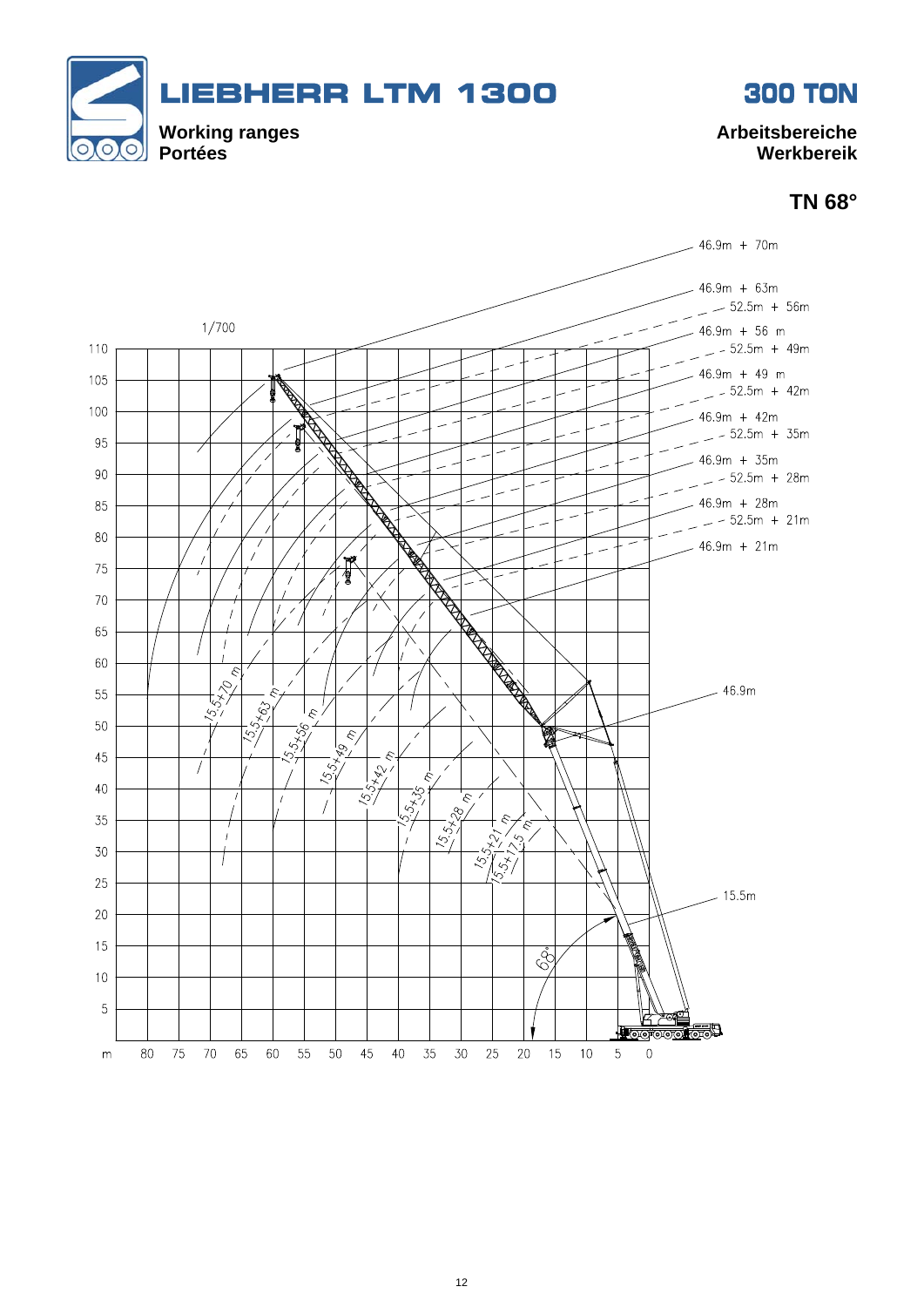# LIEBHERR LTM 1300

# 300 TON

**Working ranges**
**Portées**

**Arbeitsbereiche**
**Werkbereik**

## TN 68°

1/700

46.9m + 70m
46.9m + 63m
52.5m + 56m
46.9m + 56 m
52.5m + 49m
46.9m + 49 m
52.5m + 42m
46.9m + 42m
52.5m + 35m
46.9m + 35m
52.5m + 28m
46.9m + 28m
52.5m + 21m
46.9m + 21m

46.9m

15.5m

15.5+70 m
15.5+63 m
15.5+56 m
15.5+49 m
15.5+42 m
15.5+35 m
15.5+28 m
15.5+21 m
15.5+17.5 m

68°

m: 80, 75, 70, 65, 60, 55, 50, 45, 40, 35, 30, 25, 20, 15, 10, 5, 0

110, 105, 100, 95, 90, 85, 80, 75, 70, 65, 60, 55, 50, 45, 40, 35, 30, 25, 20, 15, 10, 5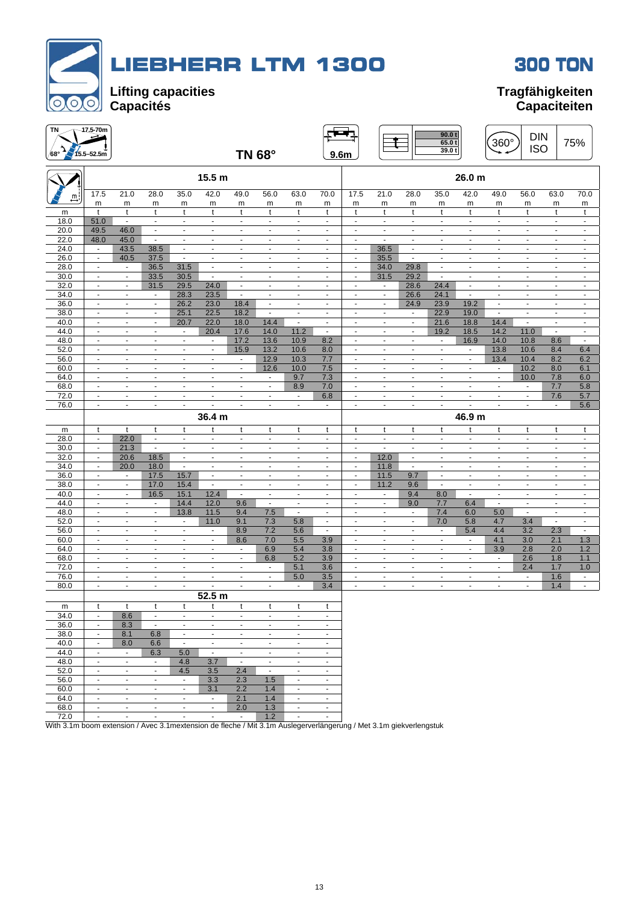# LIEBHERR LTM 1300

# 300 TON

**Lifting capacities**
**Capacités**

**Tragfähigkeiten**
**Capaciteiten**

TN 17.5–70m, 68°, 15.5–52.5m — **TN 68°** — 9.6m — 90.0 t / 65.0 t / 39.0 t — 360° — DIN ISO — 75%

| m | 15.5 m | | | | | | | | | 26.0 m | | | | | | | | |
|---|---|---|---|---|---|---|---|---|---|---|---|---|---|---|---|---|---|---|
| | 17.5 m | 21.0 m | 28.0 m | 35.0 m | 42.0 m | 49.0 m | 56.0 m | 63.0 m | 70.0 m | 17.5 m | 21.0 m | 28.0 m | 35.0 m | 42.0 m | 49.0 m | 56.0 m | 63.0 m | 70.0 m |
| m | t | t | t | t | t | t | t | t | t | t | t | t | t | t | t | t | t | t |
| 18.0 | 51.0 | - | - | - | - | - | - | - | - | - | - | - | - | - | - | - | - | - |
| 20.0 | 49.5 | 46.0 | - | - | - | - | - | - | - | - | - | - | - | - | - | - | - | - |
| 22.0 | 48.0 | 45.0 | - | - | - | - | - | - | - | - | - | - | - | - | - | - | - | - |
| 24.0 | - | 43.5 | 38.5 | - | - | - | - | - | - | - | 36.5 | - | - | - | - | - | - | - |
| 26.0 | - | 40.5 | 37.5 | - | - | - | - | - | - | - | 35.5 | - | - | - | - | - | - | - |
| 28.0 | - | - | 36.5 | 31.5 | - | - | - | - | - | - | 34.0 | 29.8 | - | - | - | - | - | - |
| 30.0 | - | - | 33.5 | 30.5 | - | - | - | - | - | - | 31.5 | 29.2 | - | - | - | - | - | - |
| 32.0 | - | - | 31.5 | 29.5 | 24.0 | - | - | - | - | - | - | 28.6 | 24.4 | - | - | - | - | - |
| 34.0 | - | - | - | 28.3 | 23.5 | - | - | - | - | - | - | 26.6 | 24.1 | - | - | - | - | - |
| 36.0 | - | - | - | 26.2 | 23.0 | 18.4 | - | - | - | - | - | 24.9 | 23.9 | 19.2 | - | - | - | - |
| 38.0 | - | - | - | 25.1 | 22.5 | 18.2 | - | - | - | - | - | - | 22.9 | 19.0 | - | - | - | - |
| 40.0 | - | - | - | 20.7 | 22.0 | 18.0 | 14.4 | - | - | - | - | - | 21.6 | 18.8 | 14.4 | - | - | - |
| 44.0 | - | - | - | - | 20.4 | 17.6 | 14.0 | 11.2 | - | - | - | - | 19.2 | 18.5 | 14.2 | 11.0 | - | - |
| 48.0 | - | - | - | - | - | 17.2 | 13.6 | 10.9 | 8.2 | - | - | - | - | 16.9 | 14.0 | 10.8 | 8.6 | - |
| 52.0 | - | - | - | - | - | 15.9 | 13.2 | 10.6 | 8.0 | - | - | - | - | - | 13.8 | 10.6 | 8.4 | 6.4 |
| 56.0 | - | - | - | - | - | - | 12.9 | 10.3 | 7.7 | - | - | - | - | - | 13.4 | 10.4 | 8.2 | 6.2 |
| 60.0 | - | - | - | - | - | - | 12.6 | 10.0 | 7.5 | - | - | - | - | - | - | 10.2 | 8.0 | 6.1 |
| 64.0 | - | - | - | - | - | - | - | 9.7 | 7.3 | - | - | - | - | - | - | 10.0 | 7.8 | 6.0 |
| 68.0 | - | - | - | - | - | - | - | 8.9 | 7.0 | - | - | - | - | - | - | - | 7.7 | 5.8 |
| 72.0 | - | - | - | - | - | - | - | - | 6.8 | - | - | - | - | - | - | - | 7.6 | 5.7 |
| 76.0 | - | - | - | - | - | - | - | - | - | - | - | - | - | - | - | - | - | 5.6 |

| m | 36.4 m | | | | | | | | | 46.9 m | | | | | | | | |
|---|---|---|---|---|---|---|---|---|---|---|---|---|---|---|---|---|---|---|
| | 17.5 m | 21.0 m | 28.0 m | 35.0 m | 42.0 m | 49.0 m | 56.0 m | 63.0 m | 70.0 m | 17.5 m | 21.0 m | 28.0 m | 35.0 m | 42.0 m | 49.0 m | 56.0 m | 63.0 m | 70.0 m |
| m | t | t | t | t | t | t | t | t | t | t | t | t | t | t | t | t | t | t |
| 28.0 | - | 22.0 | - | - | - | - | - | - | - | - | - | - | - | - | - | - | - | - |
| 30.0 | - | 21.3 | - | - | - | - | - | - | - | - | - | - | - | - | - | - | - | - |
| 32.0 | - | 20.6 | 18.5 | - | - | - | - | - | - | - | 12.0 | - | - | - | - | - | - | - |
| 34.0 | - | 20.0 | 18.0 | - | - | - | - | - | - | - | 11.8 | - | - | - | - | - | - | - |
| 36.0 | - | - | 17.5 | 15.7 | - | - | - | - | - | - | 11.5 | 9.7 | - | - | - | - | - | - |
| 38.0 | - | - | 17.0 | 15.4 | - | - | - | - | - | - | 11.2 | 9.6 | - | - | - | - | - | - |
| 40.0 | - | - | 16.5 | 15.1 | 12.4 | - | - | - | - | - | - | 9.4 | 8.0 | - | - | - | - | - |
| 44.0 | - | - | - | 14.4 | 12.0 | 9.6 | - | - | - | - | - | 9.0 | 7.7 | 6.4 | - | - | - | - |
| 48.0 | - | - | - | 13.8 | 11.5 | 9.4 | 7.5 | - | - | - | - | - | 7.4 | 6.0 | 5.0 | - | - | - |
| 52.0 | - | - | - | - | 11.0 | 9.1 | 7.3 | 5.8 | - | - | - | - | 7.0 | 5.8 | 4.7 | 3.4 | - | - |
| 56.0 | - | - | - | - | - | 8.9 | 7.2 | 5.6 | - | - | - | - | - | 5.4 | 4.4 | 3.2 | 2.3 | - |
| 60.0 | - | - | - | - | - | 8.6 | 7.0 | 5.5 | 3.9 | - | - | - | - | - | 4.1 | 3.0 | 2.1 | 1.3 |
| 64.0 | - | - | - | - | - | - | 6.9 | 5.4 | 3.8 | - | - | - | - | - | 3.9 | 2.8 | 2.0 | 1.2 |
| 68.0 | - | - | - | - | - | - | 6.8 | 5.2 | 3.9 | - | - | - | - | - | - | 2.6 | 1.8 | 1.1 |
| 72.0 | - | - | - | - | - | - | - | 5.1 | 3.6 | - | - | - | - | - | - | 2.4 | 1.7 | 1.0 |
| 76.0 | - | - | - | - | - | - | - | 5.0 | 3.5 | - | - | - | - | - | - | - | 1.6 | - |
| 80.0 | - | - | - | - | - | - | - | - | 3.4 | - | - | - | - | - | - | - | 1.4 | - |

| m | 52.5 m | | | | | | | | |
|---|---|---|---|---|---|---|---|---|---|
| | 17.5 m | 21.0 m | 28.0 m | 35.0 m | 42.0 m | 49.0 m | 56.0 m | 63.0 m | 70.0 m |
| m | t | t | t | t | t | t | t | t | t |
| 34.0 | - | 8.6 | - | - | - | - | - | - | - |
| 36.0 | - | 8.3 | - | - | - | - | - | - | - |
| 38.0 | - | 8.1 | 6.8 | - | - | - | - | - | - |
| 40.0 | - | 8.0 | 6.6 | - | - | - | - | - | - |
| 44.0 | - | - | 6.3 | 5.0 | - | - | - | - | - |
| 48.0 | - | - | - | 4.8 | 3.7 | - | - | - | - |
| 52.0 | - | - | - | 4.5 | 3.5 | 2.4 | - | - | - |
| 56.0 | - | - | - | - | 3.3 | 2.3 | 1.5 | - | - |
| 60.0 | - | - | - | - | 3.1 | 2.2 | 1.4 | - | - |
| 64.0 | - | - | - | - | - | 2.1 | 1.4 | - | - |
| 68.0 | - | - | - | - | - | 2.0 | 1.3 | - | - |
| 72.0 | - | - | - | - | - | - | 1.2 | - | - |

With 3.1m boom extension / Avec 3.1mextension de fleche / Mit 3.1m Auslegerverlängerung / Met 3.1m giekverlengstuk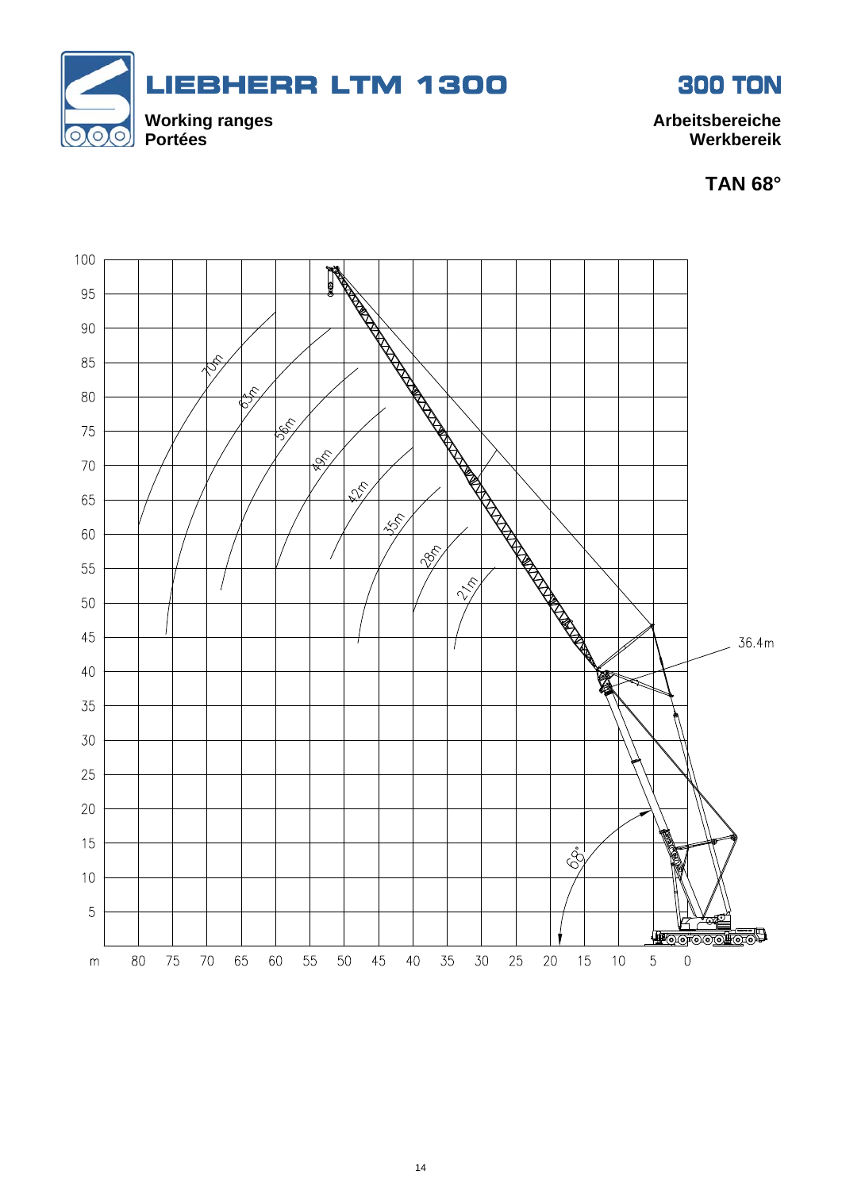# LIEBHERR LTM 1300

**300 TON**

**Working ranges**
**Portées**

**Arbeitsbereiche**
**Werkbereik**

**TAN 68°**

100
95
90
85
80
75
70
65
60
55
50
45
40
35
30
25
20
15
10
5

70m
63m
56m
49m
42m
35m
28m
21m

36.4m

68°

m 80 75 70 65 60 55 50 45 40 35 30 25 20 15 10 5 0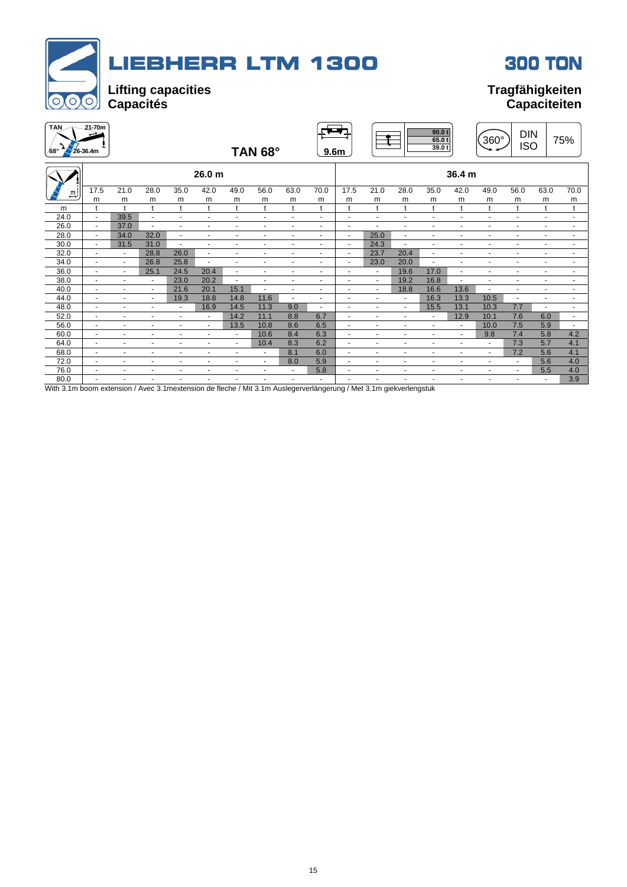# LIEBHERR LTM 1300

# 300 TON

**Lifting capacities**
**Capacités**

**Tragfähigkeiten**
**Capaciteiten**

TAN 21-70m 68° 26-36.4m

**TAN 68°**

9.6m

90.0 t
65.0 t
39.0 t

360°

DIN ISO

75%

| | 26.0 m | | | | | | | | | 36.4 m | | | | | | | | |
|---|---|---|---|---|---|---|---|---|---|---|---|---|---|---|---|---|---|---|
| | 17.5 m | 21.0 m | 28.0 m | 35.0 m | 42.0 m | 49.0 m | 56.0 m | 63.0 m | 70.0 m | 17.5 m | 21.0 m | 28.0 m | 35.0 m | 42.0 m | 49.0 m | 56.0 m | 63.0 m | 70.0 m |
| m | t | t | t | t | t | t | t | t | t | t | t | t | t | t | t | t | t | t |
| 24.0 | - | 39.5 | - | - | - | - | - | - | - | - | - | - | - | - | - | - | - | - |
| 26.0 | - | 37.0 | - | - | - | - | - | - | - | - | - | - | - | - | - | - | - | - |
| 28.0 | - | 34.0 | 32.0 | - | - | - | - | - | - | - | 25.0 | - | - | - | - | - | - | - |
| 30.0 | - | 31.5 | 31.0 | - | - | - | - | - | - | - | 24.3 | - | - | - | - | - | - | - |
| 32.0 | - | - | 28.8 | 26.0 | - | - | - | - | - | - | 23.7 | 20.4 | - | - | - | - | - | - |
| 34.0 | - | - | 26.8 | 25.8 | - | - | - | - | - | - | 23.0 | 20.0 | - | - | - | - | - | - |
| 36.0 | - | - | 25.1 | 24.5 | 20.4 | - | - | - | - | - | - | 19.6 | 17.0 | - | - | - | - | - |
| 38.0 | - | - | - | 23.0 | 20.2 | - | - | - | - | - | - | 19.2 | 16.8 | - | - | - | - | - |
| 40.0 | - | - | - | 21.6 | 20.1 | 15.1 | - | - | - | - | - | 18.8 | 16.6 | 13.6 | - | - | - | - |
| 44.0 | - | - | - | 19.3 | 18.8 | 14.8 | 11.6 | - | - | - | - | - | 16.3 | 13.3 | 10.5 | - | - | - |
| 48.0 | - | - | - | - | 16.9 | 14.5 | 11.3 | 9.0 | - | - | - | - | 15.5 | 13.1 | 10.3 | 7.7 | - | - |
| 52.0 | - | - | - | - | - | 14.2 | 11.1 | 8.8 | 6.7 | - | - | - | - | 12.9 | 10.1 | 7.6 | 6.0 | - |
| 56.0 | - | - | - | - | - | 13.5 | 10.8 | 8.6 | 6.5 | - | - | - | - | - | 10.0 | 7.5 | 5.9 | - |
| 60.0 | - | - | - | - | - | - | 10.6 | 8.4 | 6.3 | - | - | - | - | - | 9.8 | 7.4 | 5.8 | 4.2 |
| 64.0 | - | - | - | - | - | - | 10.4 | 8.3 | 6.2 | - | - | - | - | - | - | 7.3 | 5.7 | 4.1 |
| 68.0 | - | - | - | - | - | - | - | 8.1 | 6.0 | - | - | - | - | - | - | 7.2 | 5.6 | 4.1 |
| 72.0 | - | - | - | - | - | - | - | 8.0 | 5.9 | - | - | - | - | - | - | - | 5.6 | 4.0 |
| 76.0 | - | - | - | - | - | - | - | - | 5.8 | - | - | - | - | - | - | - | 5.5 | 4.0 |
| 80.0 | - | - | - | - | - | - | - | - | - | - | - | - | - | - | - | - | - | 3.9 |

With 3.1m boom extension / Avec 3.1mextension de fleche / Mit 3.1m Auslegerverlängerung / Met 3.1m giekverlengstuk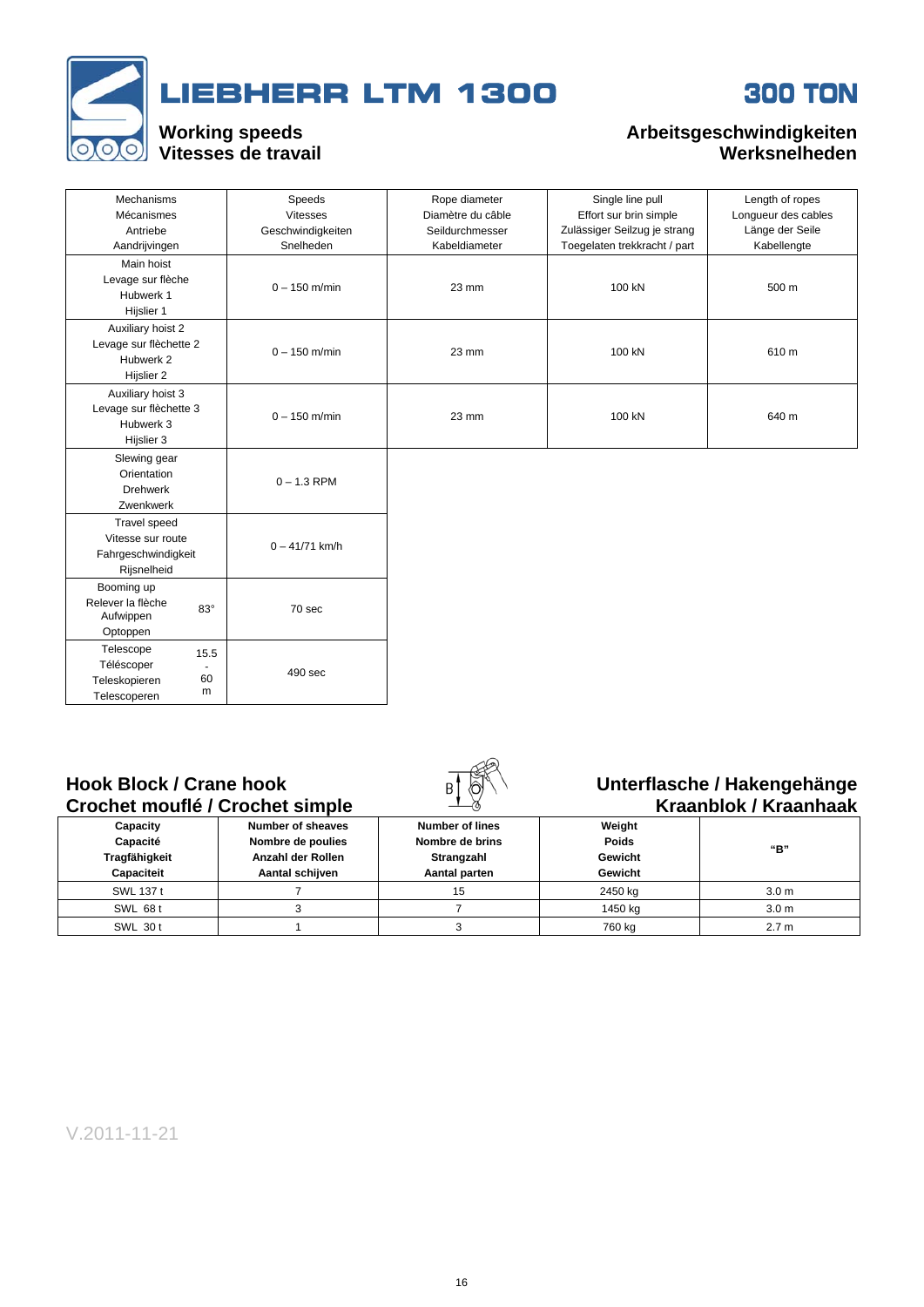# LIEBHERR LTM 1300

# 300 TON

## Working speeds
## Vitesses de travail

## Arbeitsgeschwindigkeiten
## Werksnelheden

| Mechanisms<br>Mécanismes<br>Antriebe<br>Aandrijvingen | Speeds<br>Vitesses<br>Geschwindigkeiten<br>Snelheden | Rope diameter<br>Diamètre du câble<br>Seildurchmesser<br>Kabeldiameter | Single line pull<br>Effort sur brin simple<br>Zulässiger Seilzug je strang<br>Toegelaten trekkracht / part | Length of ropes<br>Longueur des cables<br>Länge der Seile<br>Kabellengte |
|---|---|---|---|---|
| Main hoist<br>Levage sur flèche<br>Hubwerk 1<br>Hijslier 1 | 0 – 150 m/min | 23 mm | 100 kN | 500 m |
| Auxiliary hoist 2<br>Levage sur flèchette 2<br>Hubwerk 2<br>Hijslier 2 | 0 – 150 m/min | 23 mm | 100 kN | 610 m |
| Auxiliary hoist 3<br>Levage sur flèchette 3<br>Hubwerk 3<br>Hijslier 3 | 0 – 150 m/min | 23 mm | 100 kN | 640 m |
| Slewing gear<br>Orientation<br>Drehwerk<br>Zwenkwerk | 0 – 1.3 RPM | | | |
| Travel speed<br>Vitesse sur route<br>Fahrgeschwindigkeit<br>Rijsnelheid | 0 – 41/71 km/h | | | |
| Booming up<br>Relever la flèche<br>Aufwippen<br>Optoppen — 83° | 70 sec | | | |
| Telescope<br>Téléscoper<br>Teleskopieren<br>Telescoperen — 15.5 - 60 m | 490 sec | | | |

## Hook Block / Crane hook
## Crochet mouflé / Crochet simple

## Unterflasche / Hakengehänge
## Kraanblok / Kraanhaak

| **Capacity<br>Capacité<br>Tragfähigkeit<br>Capaciteit** | **Number of sheaves<br>Nombre de poulies<br>Anzahl der Rollen<br>Aantal schijven** | **Number of lines<br>Nombre de brins<br>Strangzahl<br>Aantal parten** | **Weight<br>Poids<br>Gewicht<br>Gewicht** | **"B"** |
|---|---|---|---|---|
| SWL 137 t | 7 | 15 | 2450 kg | 3.0 m |
| SWL 68 t | 3 | 7 | 1450 kg | 3.0 m |
| SWL 30 t | 1 | 3 | 760 kg | 2.7 m |

V.2011-11-21